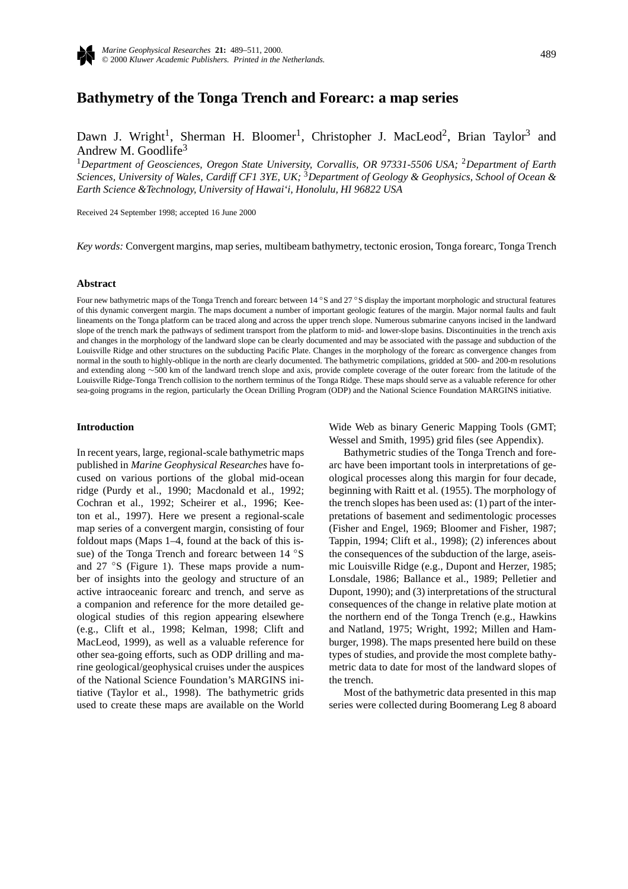# Bathymetry of the Tonga Trench and Forearc: a map series

Dawn J. Wright[1], Sherman H. Bloomer[1], Christopher J. MacLeod[2], Brian Taylor[3] and Andrew M. Goodlife[3]

[1]*Department of Geosciences, Oregon State University, Corvallis, OR 97331-5506 USA;* [2]*Department of Earth Sciences, University of Wales, Cardiff CF1 3YE, UK;* [3]*Department of Geology & Geophysics, School of Ocean & Earth Science &Technology, University of Hawai'i, Honolulu, HI 96822 USA*

Received 24 September 1998; accepted 16 June 2000

*Key words:* Convergent margins, map series, multibeam bathymetry, tectonic erosion, Tonga forearc, Tonga Trench

## Abstract

Four new bathymetric maps of the Tonga Trench and forearc between 14 °S and 27 °S display the important morphologic and structural features of this dynamic convergent margin. The maps document a number of important geologic features of the margin. Major normal faults and fault lineaments on the Tonga platform can be traced along and across the upper trench slope. Numerous submarine canyons incised in the landward slope of the trench mark the pathways of sediment transport from the platform to mid- and lower-slope basins. Discontinuities in the trench axis and changes in the morphology of the landward slope can be clearly documented and may be associated with the passage and subduction of the Louisville Ridge and other structures on the subducting Pacific Plate. Changes in the morphology of the forearc as convergence changes from normal in the south to highly-oblique in the north are clearly documented. The bathymetric compilations, gridded at 500- and 200-m resolutions and extending along ~500 km of the landward trench slope and axis, provide complete coverage of the outer forearc from the latitude of the Louisville Ridge-Tonga Trench collision to the northern terminus of the Tonga Ridge. These maps should serve as a valuable reference for other sea-going programs in the region, particularly the Ocean Drilling Program (ODP) and the National Science Foundation MARGINS initiative.

## Introduction

In recent years, large, regional-scale bathymetric maps published in *Marine Geophysical Researches* have focused on various portions of the global mid-ocean ridge (Purdy et al., 1990; Macdonald et al., 1992; Cochran et al., 1992; Scheirer et al., 1996; Keeton et al., 1997). Here we present a regional-scale map series of a convergent margin, consisting of four foldout maps (Maps 1–4, found at the back of this issue) of the Tonga Trench and forearc between 14 °S and 27 °S (Figure 1). These maps provide a number of insights into the geology and structure of an active intraoceanic forearc and trench, and serve as a companion and reference for the more detailed geological studies of this region appearing elsewhere (e.g., Clift et al., 1998; Kelman, 1998; Clift and MacLeod, 1999), as well as a valuable reference for other sea-going efforts, such as ODP drilling and marine geological/geophysical cruises under the auspices of the National Science Foundation's MARGINS initiative (Taylor et al., 1998). The bathymetric grids used to create these maps are available on the World Wide Web as binary Generic Mapping Tools (GMT; Wessel and Smith, 1995) grid files (see Appendix).

Bathymetric studies of the Tonga Trench and forearc have been important tools in interpretations of geological processes along this margin for four decade, beginning with Raitt et al. (1955). The morphology of the trench slopes has been used as: (1) part of the interpretations of basement and sedimentologic processes (Fisher and Engel, 1969; Bloomer and Fisher, 1987; Tappin, 1994; Clift et al., 1998); (2) inferences about the consequences of the subduction of the large, aseismic Louisville Ridge (e.g., Dupont and Herzer, 1985; Lonsdale, 1986; Ballance et al., 1989; Pelletier and Dupont, 1990); and (3) interpretations of the structural consequences of the change in relative plate motion at the northern end of the Tonga Trench (e.g., Hawkins and Natland, 1975; Wright, 1992; Millen and Hamburger, 1998). The maps presented here build on these types of studies, and provide the most complete bathymetric data to date for most of the landward slopes of the trench.

Most of the bathymetric data presented in this map series were collected during Boomerang Leg 8 aboard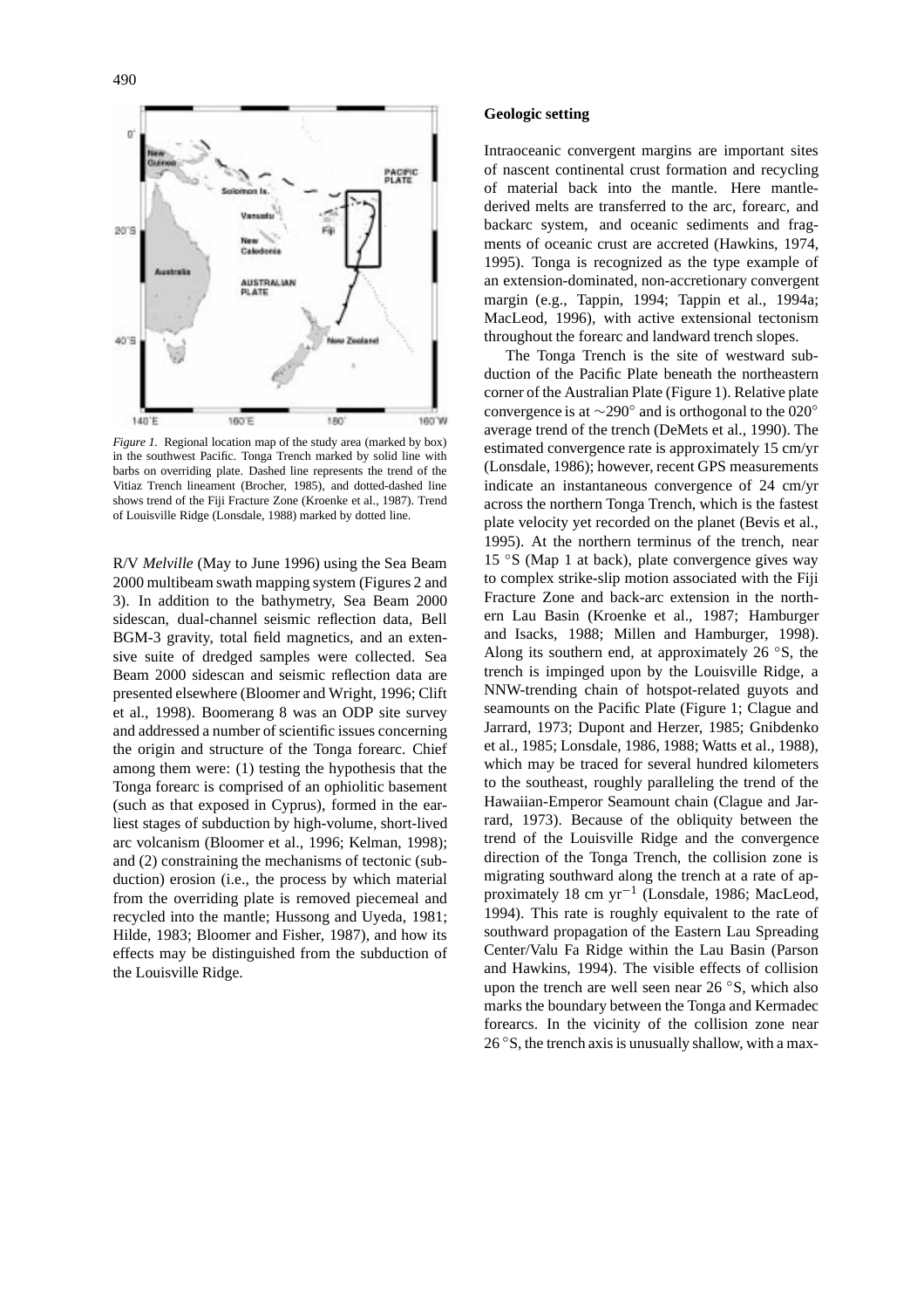*Figure 1.* Regional location map of the study area (marked by box) in the southwest Pacific. Tonga Trench marked by solid line with barbs on overriding plate. Dashed line represents the trend of the Vitiaz Trench lineament (Brocher, 1985), and dotted-dashed line shows trend of the Fiji Fracture Zone (Kroenke et al., 1987). Trend of Louisville Ridge (Lonsdale, 1988) marked by dotted line.

R/V *Melville* (May to June 1996) using the Sea Beam 2000 multibeam swath mapping system (Figures 2 and 3). In addition to the bathymetry, Sea Beam 2000 sidescan, dual-channel seismic reflection data, Bell BGM-3 gravity, total field magnetics, and an extensive suite of dredged samples were collected. Sea Beam 2000 sidescan and seismic reflection data are presented elsewhere (Bloomer and Wright, 1996; Clift et al., 1998). Boomerang 8 was an ODP site survey and addressed a number of scientific issues concerning the origin and structure of the Tonga forearc. Chief among them were: (1) testing the hypothesis that the Tonga forearc is comprised of an ophiolitic basement (such as that exposed in Cyprus), formed in the earliest stages of subduction by high-volume, short-lived arc volcanism (Bloomer et al., 1996; Kelman, 1998); and (2) constraining the mechanisms of tectonic (subduction) erosion (i.e., the process by which material from the overriding plate is removed piecemeal and recycled into the mantle; Hussong and Uyeda, 1981; Hilde, 1983; Bloomer and Fisher, 1987), and how its effects may be distinguished from the subduction of the Louisville Ridge.

## Geologic setting

Intraoceanic convergent margins are important sites of nascent continental crust formation and recycling of material back into the mantle. Here mantle-derived melts are transferred to the arc, forearc, and backarc system, and oceanic sediments and fragments of oceanic crust are accreted (Hawkins, 1974, 1995). Tonga is recognized as the type example of an extension-dominated, non-accretionary convergent margin (e.g., Tappin, 1994; Tappin et al., 1994a; MacLeod, 1996), with active extensional tectonism throughout the forearc and landward trench slopes.

The Tonga Trench is the site of westward subduction of the Pacific Plate beneath the northeastern corner of the Australian Plate (Figure 1). Relative plate convergence is at $\sim 290°$ and is orthogonal to the 020° average trend of the trench (DeMets et al., 1990). The estimated convergence rate is approximately 15 cm/yr (Lonsdale, 1986); however, recent GPS measurements indicate an instantaneous convergence of 24 cm/yr across the northern Tonga Trench, which is the fastest plate velocity yet recorded on the planet (Bevis et al., 1995). At the northern terminus of the trench, near 15 °S (Map 1 at back), plate convergence gives way to complex strike-slip motion associated with the Fiji Fracture Zone and back-arc extension in the northern Lau Basin (Kroenke et al., 1987; Hamburger and Isacks, 1988; Millen and Hamburger, 1998). Along its southern end, at approximately 26 °S, the trench is impinged upon by the Louisville Ridge, a NNW-trending chain of hotspot-related guyots and seamounts on the Pacific Plate (Figure 1; Clague and Jarrard, 1973; Dupont and Herzer, 1985; Gnibdenko et al., 1985; Lonsdale, 1986, 1988; Watts et al., 1988), which may be traced for several hundred kilometers to the southeast, roughly paralleling the trend of the Hawaiian-Emperor Seamount chain (Clague and Jarrard, 1973). Because of the obliquity between the trend of the Louisville Ridge and the convergence direction of the Tonga Trench, the collision zone is migrating southward along the trench at a rate of approximately 18 cm $yr^{-1}$ (Lonsdale, 1986; MacLeod, 1994). This rate is roughly equivalent to the rate of southward propagation of the Eastern Lau Spreading Center/Valu Fa Ridge within the Lau Basin (Parson and Hawkins, 1994). The visible effects of collision upon the trench are well seen near 26 °S, which also marks the boundary between the Tonga and Kermadec forearcs. In the vicinity of the collision zone near 26 °S, the trench axis is unusually shallow, with a max-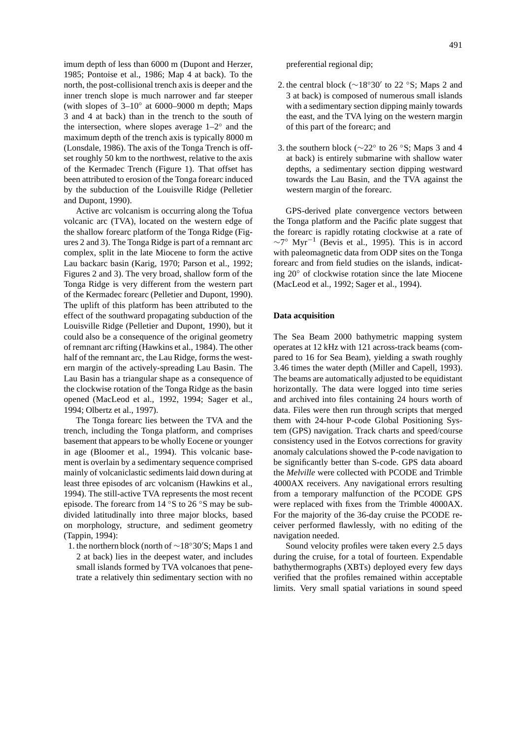imum depth of less than 6000 m (Dupont and Herzer, 1985; Pontoise et al., 1986; Map 4 at back). To the north, the post-collisional trench axis is deeper and the inner trench slope is much narrower and far steeper (with slopes of 3–10° at 6000–9000 m depth; Maps 3 and 4 at back) than in the trench to the south of the intersection, where slopes average 1–2° and the maximum depth of the trench axis is typically 8000 m (Lonsdale, 1986). The axis of the Tonga Trench is offset roughly 50 km to the northwest, relative to the axis of the Kermadec Trench (Figure 1). That offset has been attributed to erosion of the Tonga forearc induced by the subduction of the Louisville Ridge (Pelletier and Dupont, 1990).

Active arc volcanism is occurring along the Tofua volcanic arc (TVA), located on the western edge of the shallow forearc platform of the Tonga Ridge (Figures 2 and 3). The Tonga Ridge is part of a remnant arc complex, split in the late Miocene to form the active Lau backarc basin (Karig, 1970; Parson et al., 1992; Figures 2 and 3). The very broad, shallow form of the Tonga Ridge is very different from the western part of the Kermadec forearc (Pelletier and Dupont, 1990). The uplift of this platform has been attributed to the effect of the southward propagating subduction of the Louisville Ridge (Pelletier and Dupont, 1990), but it could also be a consequence of the original geometry of remnant arc rifting (Hawkins et al., 1984). The other half of the remnant arc, the Lau Ridge, forms the western margin of the actively-spreading Lau Basin. The Lau Basin has a triangular shape as a consequence of the clockwise rotation of the Tonga Ridge as the basin opened (MacLeod et al., 1992, 1994; Sager et al., 1994; Olbertz et al., 1997).

The Tonga forearc lies between the TVA and the trench, including the Tonga platform, and comprises basement that appears to be wholly Eocene or younger in age (Bloomer et al., 1994). This volcanic basement is overlain by a sedimentary sequence comprised mainly of volcaniclastic sediments laid down during at least three episodes of arc volcanism (Hawkins et al., 1994). The still-active TVA represents the most recent episode. The forearc from 14 °S to 26 °S may be subdivided latitudinally into three major blocks, based on morphology, structure, and sediment geometry (Tappin, 1994):

1. the northern block (north of ∼18°30′S; Maps 1 and 2 at back) lies in the deepest water, and includes small islands formed by TVA volcanoes that penetrate a relatively thin sedimentary section with no preferential regional dip;
2. the central block (∼18°30′ to 22 °S; Maps 2 and 3 at back) is composed of numerous small islands with a sedimentary section dipping mainly towards the east, and the TVA lying on the western margin of this part of the forearc; and
3. the southern block (∼22° to 26 °S; Maps 3 and 4 at back) is entirely submarine with shallow water depths, a sedimentary section dipping westward towards the Lau Basin, and the TVA against the western margin of the forearc.

GPS-derived plate convergence vectors between the Tonga platform and the Pacific plate suggest that the forearc is rapidly rotating clockwise at a rate of ∼7° Myr$^{-1}$ (Bevis et al., 1995). This is in accord with paleomagnetic data from ODP sites on the Tonga forearc and from field studies on the islands, indicating 20° of clockwise rotation since the late Miocene (MacLeod et al., 1992; Sager et al., 1994).

## Data acquisition

The Sea Beam 2000 bathymetric mapping system operates at 12 kHz with 121 across-track beams (compared to 16 for Sea Beam), yielding a swath roughly 3.46 times the water depth (Miller and Capell, 1993). The beams are automatically adjusted to be equidistant horizontally. The data were logged into time series and archived into files containing 24 hours worth of data. Files were then run through scripts that merged them with 24-hour P-code Global Positioning System (GPS) navigation. Track charts and speed/course consistency used in the Eotvos corrections for gravity anomaly calculations showed the P-code navigation to be significantly better than S-code. GPS data aboard the *Melville* were collected with PCODE and Trimble 4000AX receivers. Any navigational errors resulting from a temporary malfunction of the PCODE GPS were replaced with fixes from the Trimble 4000AX. For the majority of the 36-day cruise the PCODE receiver performed flawlessly, with no editing of the navigation needed.

Sound velocity profiles were taken every 2.5 days during the cruise, for a total of fourteen. Expendable bathythermographs (XBTs) deployed every few days verified that the profiles remained within acceptable limits. Very small spatial variations in sound speed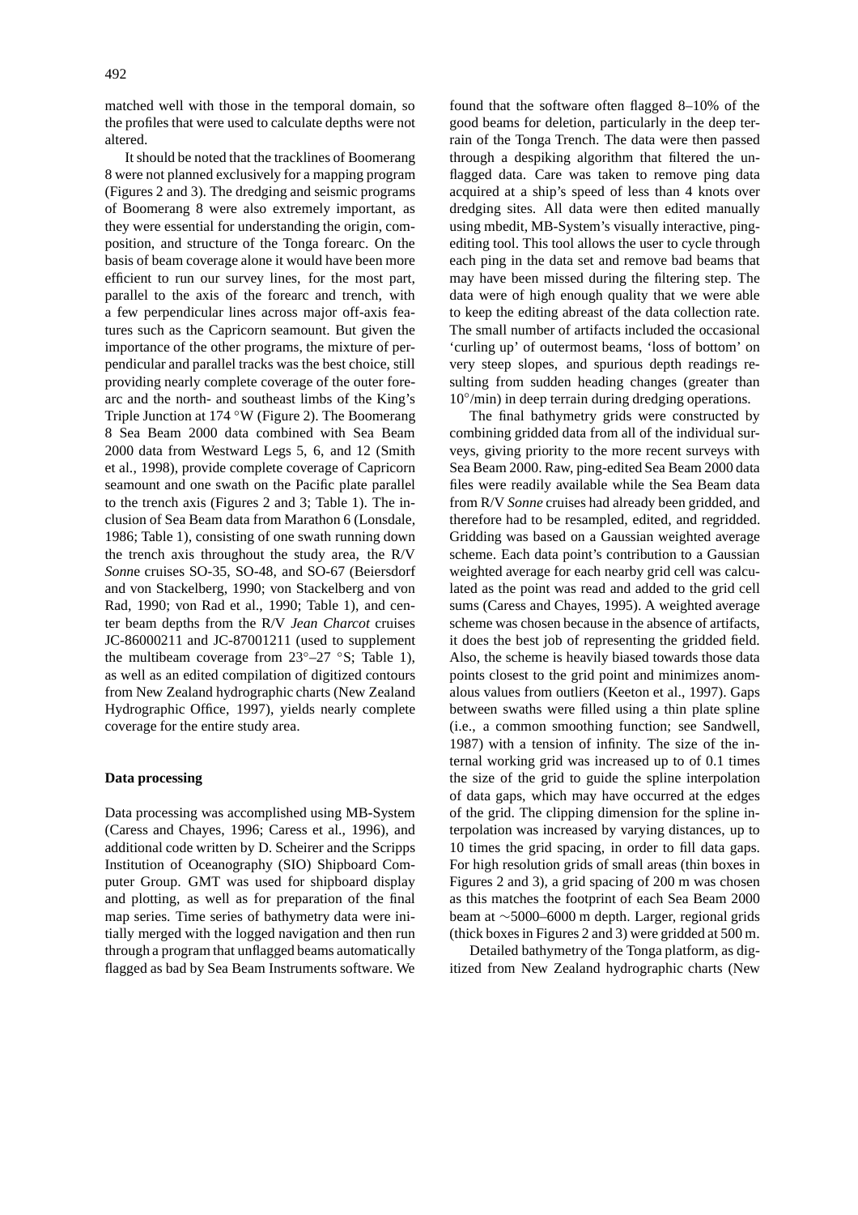matched well with those in the temporal domain, so the profiles that were used to calculate depths were not altered.

It should be noted that the tracklines of Boomerang 8 were not planned exclusively for a mapping program (Figures 2 and 3). The dredging and seismic programs of Boomerang 8 were also extremely important, as they were essential for understanding the origin, composition, and structure of the Tonga forearc. On the basis of beam coverage alone it would have been more efficient to run our survey lines, for the most part, parallel to the axis of the forearc and trench, with a few perpendicular lines across major off-axis features such as the Capricorn seamount. But given the importance of the other programs, the mixture of perpendicular and parallel tracks was the best choice, still providing nearly complete coverage of the outer forearc and the north- and southeast limbs of the King's Triple Junction at 174 °W (Figure 2). The Boomerang 8 Sea Beam 2000 data combined with Sea Beam 2000 data from Westward Legs 5, 6, and 12 (Smith et al., 1998), provide complete coverage of Capricorn seamount and one swath on the Pacific plate parallel to the trench axis (Figures 2 and 3; Table 1). The inclusion of Sea Beam data from Marathon 6 (Lonsdale, 1986; Table 1), consisting of one swath running down the trench axis throughout the study area, the R/V *Sonne* cruises SO-35, SO-48, and SO-67 (Beiersdorf and von Stackelberg, 1990; von Stackelberg and von Rad, 1990; von Rad et al., 1990; Table 1), and center beam depths from the R/V *Jean Charcot* cruises JC-86000211 and JC-87001211 (used to supplement the multibeam coverage from 23°–27 °S; Table 1), as well as an edited compilation of digitized contours from New Zealand hydrographic charts (New Zealand Hydrographic Office, 1997), yields nearly complete coverage for the entire study area.

**Data processing**

Data processing was accomplished using MB-System (Caress and Chayes, 1996; Caress et al., 1996), and additional code written by D. Scheirer and the Scripps Institution of Oceanography (SIO) Shipboard Computer Group. GMT was used for shipboard display and plotting, as well as for preparation of the final map series. Time series of bathymetry data were initially merged with the logged navigation and then run through a program that unflagged beams automatically flagged as bad by Sea Beam Instruments software. We found that the software often flagged 8–10% of the good beams for deletion, particularly in the deep terrain of the Tonga Trench. The data were then passed through a despiking algorithm that filtered the unflagged data. Care was taken to remove ping data acquired at a ship's speed of less than 4 knots over dredging sites. All data were then edited manually using mbedit, MB-System's visually interactive, ping-editing tool. This tool allows the user to cycle through each ping in the data set and remove bad beams that may have been missed during the filtering step. The data were of high enough quality that we were able to keep the editing abreast of the data collection rate. The small number of artifacts included the occasional 'curling up' of outermost beams, 'loss of bottom' on very steep slopes, and spurious depth readings resulting from sudden heading changes (greater than 10°/min) in deep terrain during dredging operations.

The final bathymetry grids were constructed by combining gridded data from all of the individual surveys, giving priority to the more recent surveys with Sea Beam 2000. Raw, ping-edited Sea Beam 2000 data files were readily available while the Sea Beam data from R/V *Sonne* cruises had already been gridded, and therefore had to be resampled, edited, and regridded. Gridding was based on a Gaussian weighted average scheme. Each data point's contribution to a Gaussian weighted average for each nearby grid cell was calculated as the point was read and added to the grid cell sums (Caress and Chayes, 1995). A weighted average scheme was chosen because in the absence of artifacts, it does the best job of representing the gridded field. Also, the scheme is heavily biased towards those data points closest to the grid point and minimizes anomalous values from outliers (Keeton et al., 1997). Gaps between swaths were filled using a thin plate spline (i.e., a common smoothing function; see Sandwell, 1987) with a tension of infinity. The size of the internal working grid was increased up to of 0.1 times the size of the grid to guide the spline interpolation of data gaps, which may have occurred at the edges of the grid. The clipping dimension for the spline interpolation was increased by varying distances, up to 10 times the grid spacing, in order to fill data gaps. For high resolution grids of small areas (thin boxes in Figures 2 and 3), a grid spacing of 200 m was chosen as this matches the footprint of each Sea Beam 2000 beam at ~5000–6000 m depth. Larger, regional grids (thick boxes in Figures 2 and 3) were gridded at 500 m.

Detailed bathymetry of the Tonga platform, as digitized from New Zealand hydrographic charts (New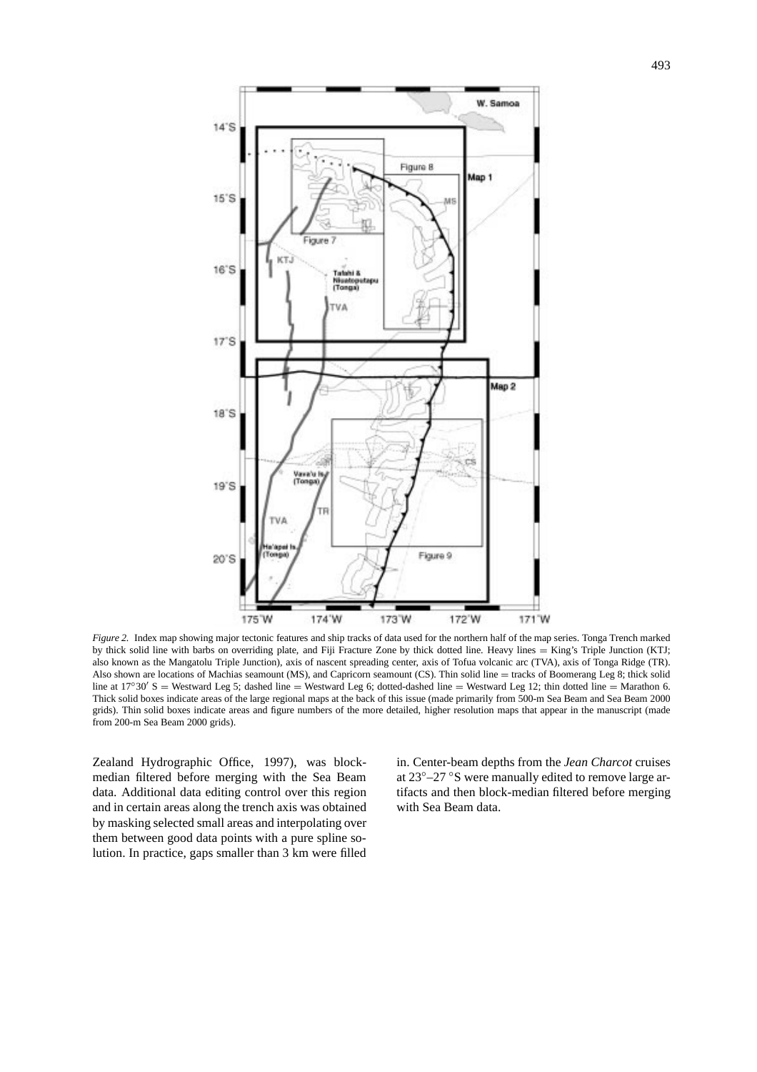*Figure 2.* Index map showing major tectonic features and ship tracks of data used for the northern half of the map series. Tonga Trench marked by thick solid line with barbs on overriding plate, and Fiji Fracture Zone by thick dotted line. Heavy lines = King's Triple Junction (KTJ; also known as the Mangatolu Triple Junction), axis of nascent spreading center, axis of Tofua volcanic arc (TVA), axis of Tonga Ridge (TR). Also shown are locations of Machias seamount (MS), and Capricorn seamount (CS). Thin solid line = tracks of Boomerang Leg 8; thick solid line at 17°30′ S = Westward Leg 5; dashed line = Westward Leg 6; dotted-dashed line = Westward Leg 12; thin dotted line = Marathon 6. Thick solid boxes indicate areas of the large regional maps at the back of this issue (made primarily from 500-m Sea Beam and Sea Beam 2000 grids). Thin solid boxes indicate areas and figure numbers of the more detailed, higher resolution maps that appear in the manuscript (made from 200-m Sea Beam 2000 grids).

Zealand Hydrographic Office, 1997), was block-median filtered before merging with the Sea Beam data. Additional data editing control over this region and in certain areas along the trench axis was obtained by masking selected small areas and interpolating over them between good data points with a pure spline solution. In practice, gaps smaller than 3 km were filled in. Center-beam depths from the *Jean Charcot* cruises at 23°–27 °S were manually edited to remove large artifacts and then block-median filtered before merging with Sea Beam data.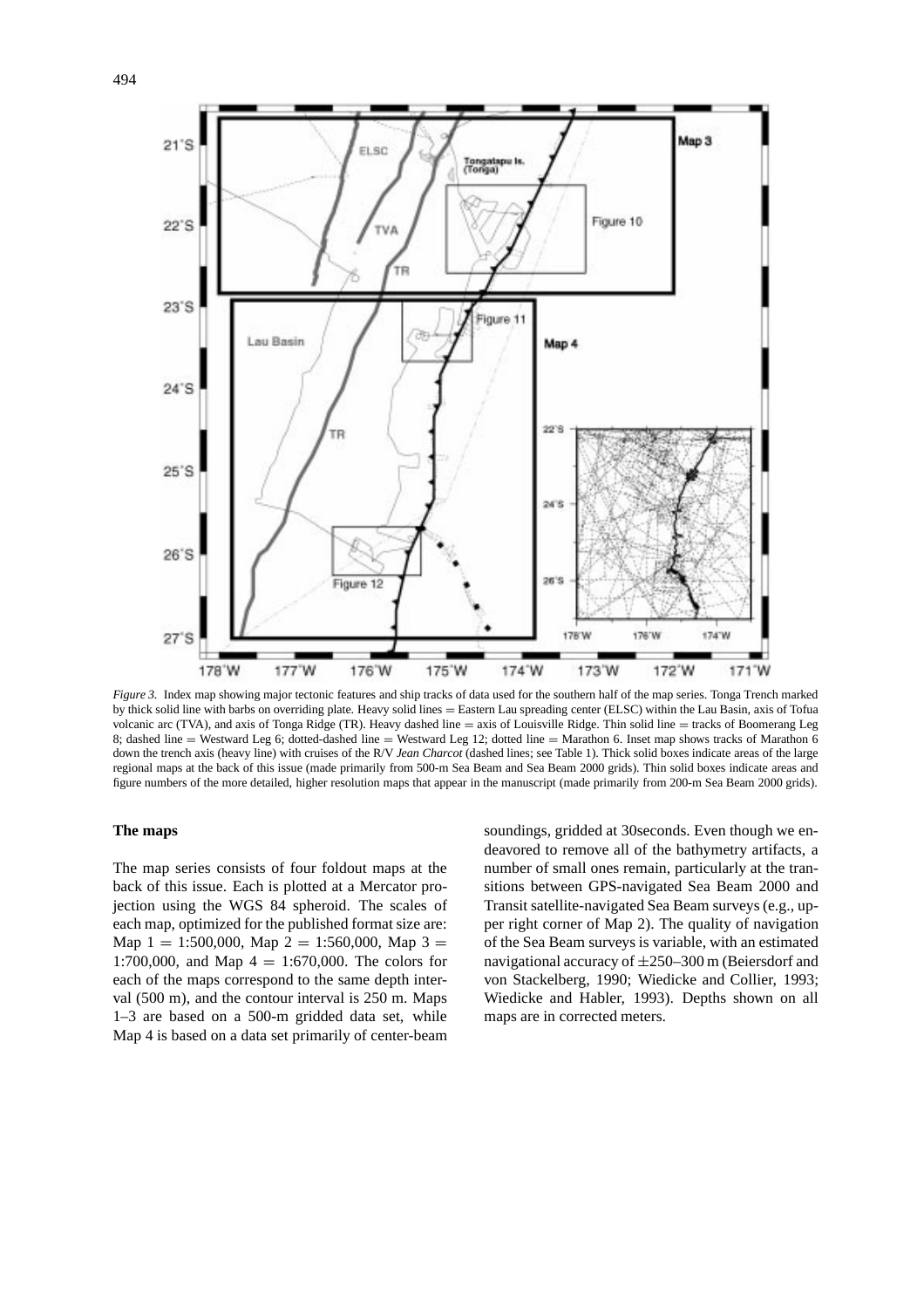*Figure 3.* Index map showing major tectonic features and ship tracks of data used for the southern half of the map series. Tonga Trench marked by thick solid line with barbs on overriding plate. Heavy solid lines = Eastern Lau spreading center (ELSC) within the Lau Basin, axis of Tofua volcanic arc (TVA), and axis of Tonga Ridge (TR). Heavy dashed line = axis of Louisville Ridge. Thin solid line = tracks of Boomerang Leg 8; dashed line = Westward Leg 6; dotted-dashed line = Westward Leg 12; dotted line = Marathon 6. Inset map shows tracks of Marathon 6 down the trench axis (heavy line) with cruises of the R/V *Jean Charcot* (dashed lines; see Table 1). Thick solid boxes indicate areas of the large regional maps at the back of this issue (made primarily from 500-m Sea Beam and Sea Beam 2000 grids). Thin solid boxes indicate areas and figure numbers of the more detailed, higher resolution maps that appear in the manuscript (made primarily from 200-m Sea Beam 2000 grids).

**The maps**

The map series consists of four foldout maps at the back of this issue. Each is plotted at a Mercator projection using the WGS 84 spheroid. The scales of each map, optimized for the published format size are: Map 1 = 1:500,000, Map 2 = 1:560,000, Map 3 = 1:700,000, and Map 4 = 1:670,000. The colors for each of the maps correspond to the same depth interval (500 m), and the contour interval is 250 m. Maps 1–3 are based on a 500-m gridded data set, while Map 4 is based on a data set primarily of center-beam soundings, gridded at 30seconds. Even though we endeavored to remove all of the bathymetry artifacts, a number of small ones remain, particularly at the transitions between GPS-navigated Sea Beam 2000 and Transit satellite-navigated Sea Beam surveys (e.g., upper right corner of Map 2). The quality of navigation of the Sea Beam surveys is variable, with an estimated navigational accuracy of ±250–300 m (Beiersdorf and von Stackelberg, 1990; Wiedicke and Collier, 1993; Wiedicke and Habler, 1993). Depths shown on all maps are in corrected meters.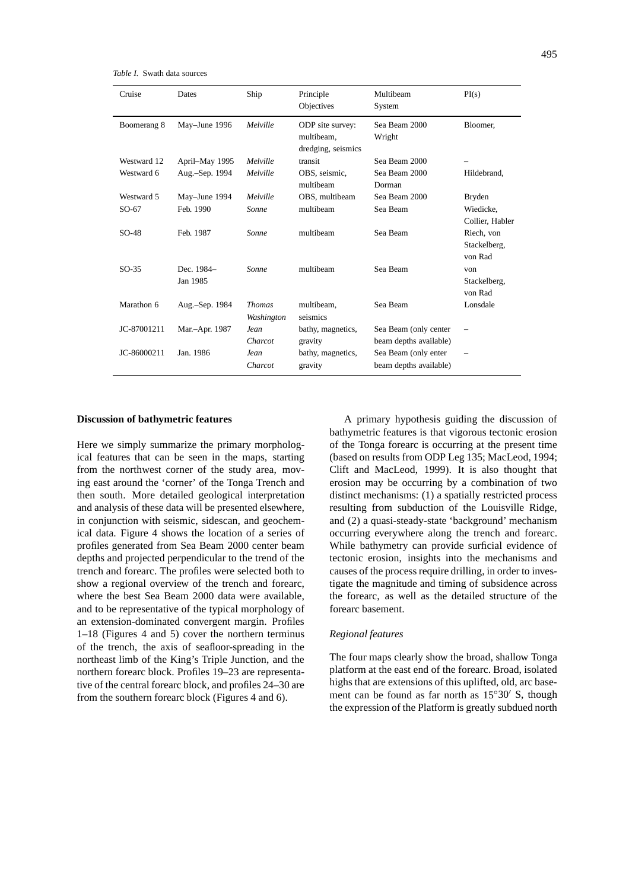*Table I.* Swath data sources

| Cruise | Dates | Ship | Principle Objectives | Multibeam System | PI(s) |
|---|---|---|---|---|---|
| Boomerang 8 | May–June 1996 | *Melville* | ODP site survey: multibeam, dredging, seismics | Sea Beam 2000 Wright | Bloomer, |
| Westward 12 | April–May 1995 | *Melville* | transit | Sea Beam 2000 | – |
| Westward 6 | Aug.–Sep. 1994 | *Melville* | OBS, seismic, multibeam | Sea Beam 2000 Dorman | Hildebrand, |
| Westward 5 | May–June 1994 | *Melville* | OBS, multibeam | Sea Beam 2000 | Bryden |
| SO-67 | Feb. 1990 | *Sonne* | multibeam | Sea Beam | Wiedicke, Collier, Habler |
| SO-48 | Feb. 1987 | *Sonne* | multibeam | Sea Beam | Riech, von Stackelberg, von Rad |
| SO-35 | Dec. 1984– Jan 1985 | *Sonne* | multibeam | Sea Beam | von Stackelberg, von Rad |
| Marathon 6 | Aug.–Sep. 1984 | *Thomas Washington* | multibeam, seismics | Sea Beam | Lonsdale |
| JC-87001211 | Mar.–Apr. 1987 | *Jean Charcot* | bathy, magnetics, gravity | Sea Beam (only center beam depths available) | – |
| JC-86000211 | Jan. 1986 | *Jean Charcot* | bathy, magnetics, gravity | Sea Beam (only enter beam depths available) | – |

**Discussion of bathymetric features**

Here we simply summarize the primary morphological features that can be seen in the maps, starting from the northwest corner of the study area, moving east around the 'corner' of the Tonga Trench and then south. More detailed geological interpretation and analysis of these data will be presented elsewhere, in conjunction with seismic, sidescan, and geochemical data. Figure 4 shows the location of a series of profiles generated from Sea Beam 2000 center beam depths and projected perpendicular to the trend of the trench and forearc. The profiles were selected both to show a regional overview of the trench and forearc, where the best Sea Beam 2000 data were available, and to be representative of the typical morphology of an extension-dominated convergent margin. Profiles 1–18 (Figures 4 and 5) cover the northern terminus of the trench, the axis of seafloor-spreading in the northeast limb of the King's Triple Junction, and the northern forearc block. Profiles 19–23 are representative of the central forearc block, and profiles 24–30 are from the southern forearc block (Figures 4 and 6).

A primary hypothesis guiding the discussion of bathymetric features is that vigorous tectonic erosion of the Tonga forearc is occurring at the present time (based on results from ODP Leg 135; MacLeod, 1994; Clift and MacLeod, 1999). It is also thought that erosion may be occurring by a combination of two distinct mechanisms: (1) a spatially restricted process resulting from subduction of the Louisville Ridge, and (2) a quasi-steady-state 'background' mechanism occurring everywhere along the trench and forearc. While bathymetry can provide surficial evidence of tectonic erosion, insights into the mechanisms and causes of the process require drilling, in order to investigate the magnitude and timing of subsidence across the forearc, as well as the detailed structure of the forearc basement.

*Regional features*

The four maps clearly show the broad, shallow Tonga platform at the east end of the forearc. Broad, isolated highs that are extensions of this uplifted, old, arc basement can be found as far north as 15°30′ S, though the expression of the Platform is greatly subdued north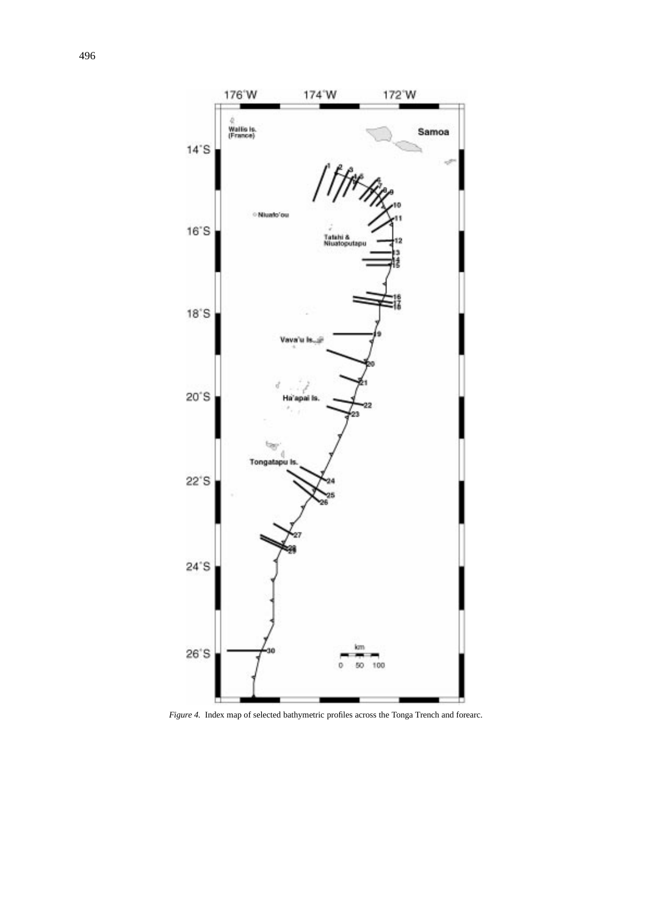*Figure 4.* Index map of selected bathymetric profiles across the Tonga Trench and forearc.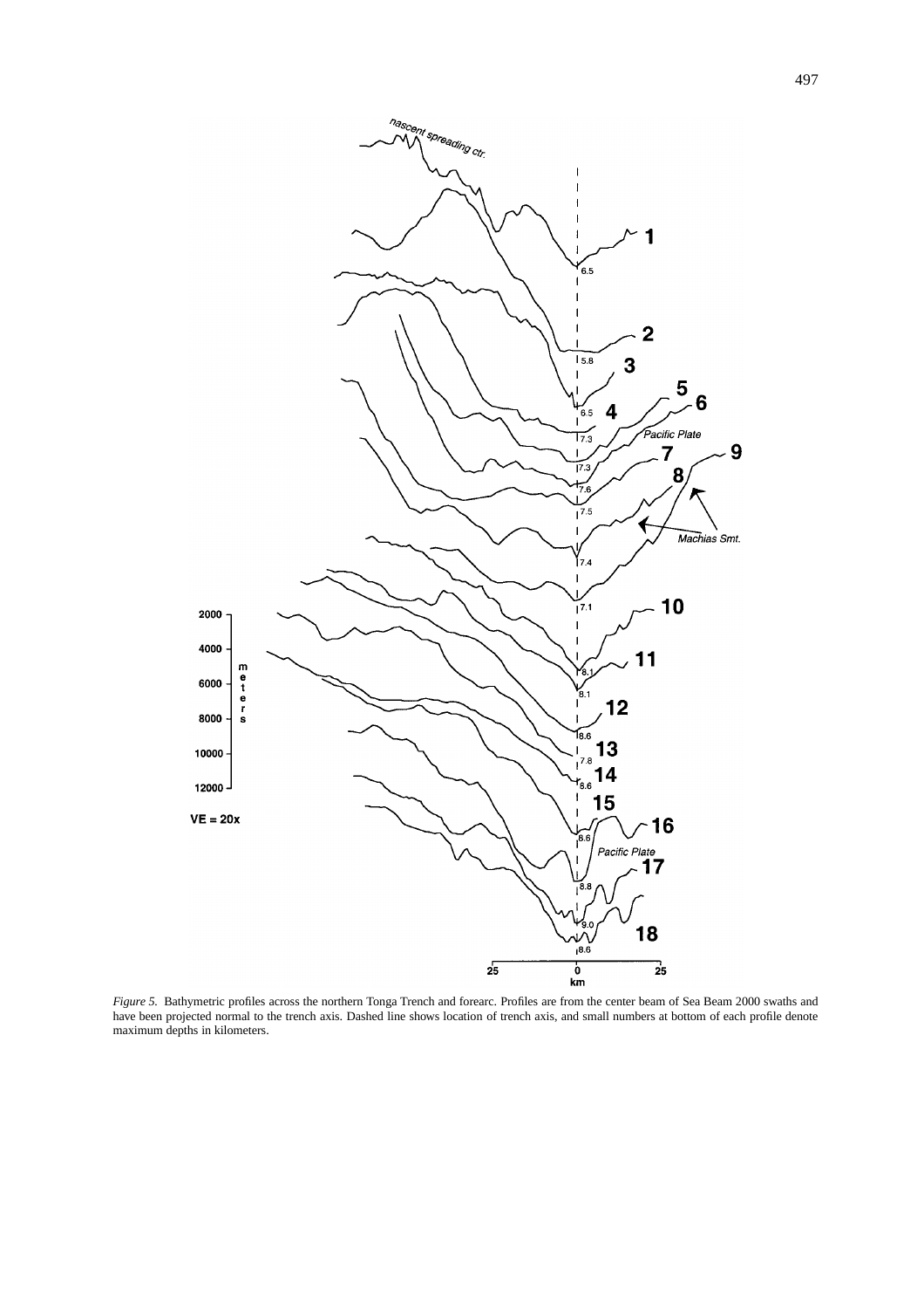*Figure 5.* Bathymetric profiles across the northern Tonga Trench and forearc. Profiles are from the center beam of Sea Beam 2000 swaths and have been projected normal to the trench axis. Dashed line shows location of trench axis, and small numbers at bottom of each profile denote maximum depths in kilometers.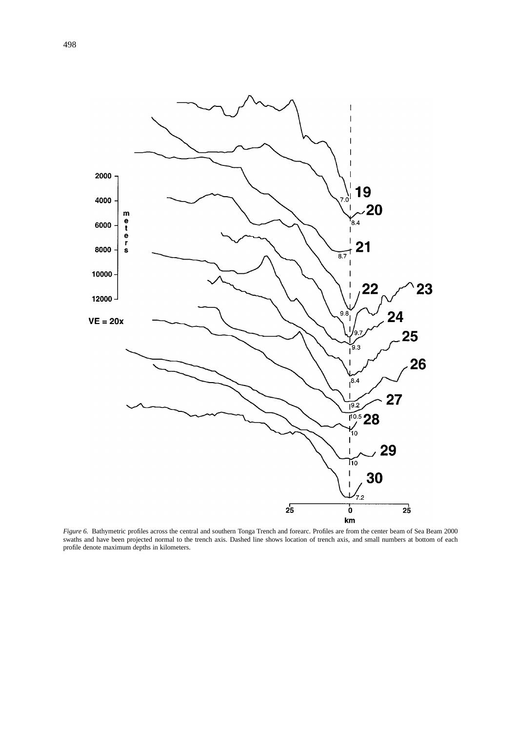*Figure 6.* Bathymetric profiles across the central and southern Tonga Trench and forearc. Profiles are from the center beam of Sea Beam 2000 swaths and have been projected normal to the trench axis. Dashed line shows location of trench axis, and small numbers at bottom of each profile denote maximum depths in kilometers.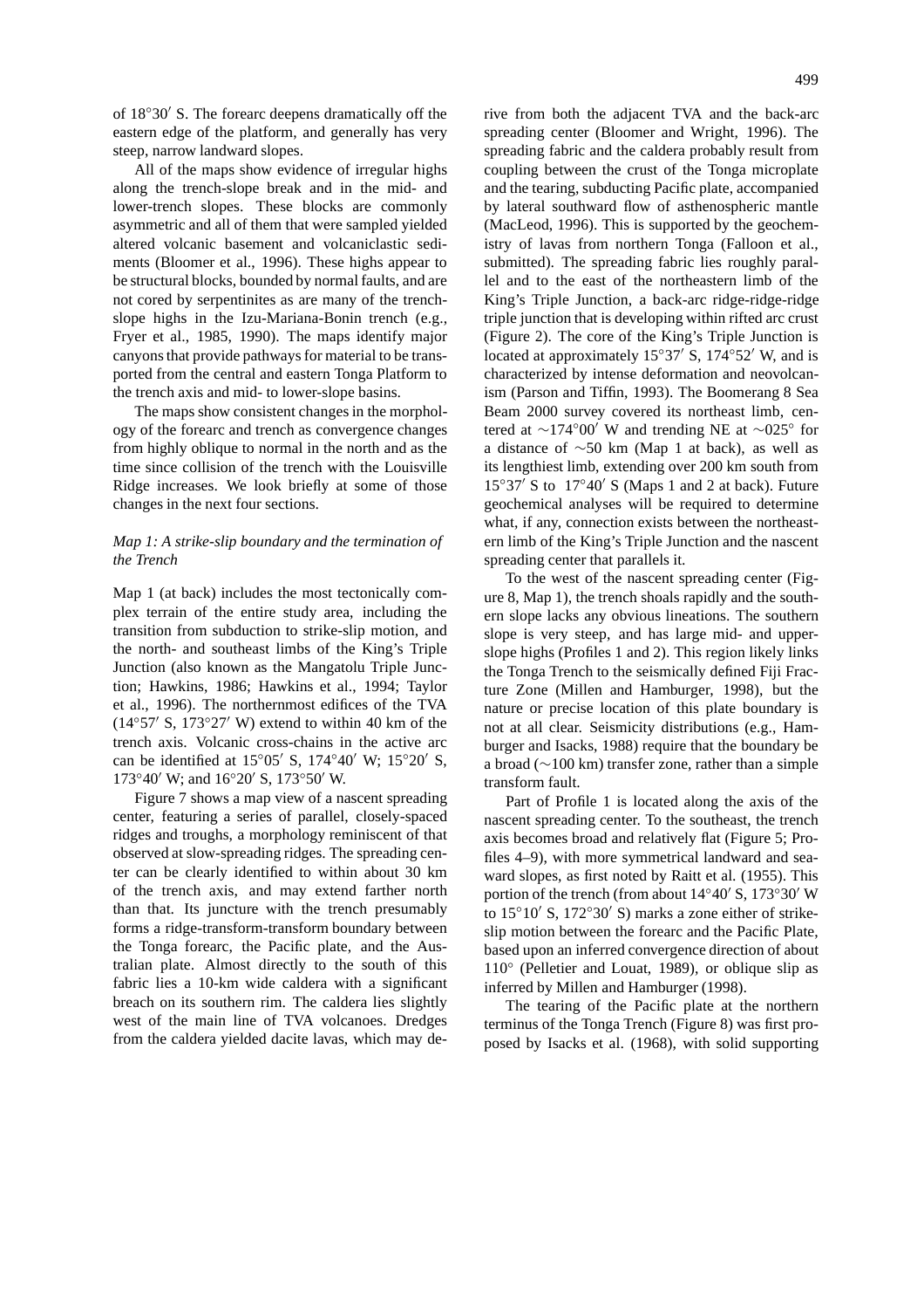of 18°30′ S. The forearc deepens dramatically off the eastern edge of the platform, and generally has very steep, narrow landward slopes.

All of the maps show evidence of irregular highs along the trench-slope break and in the mid- and lower-trench slopes. These blocks are commonly asymmetric and all of them that were sampled yielded altered volcanic basement and volcaniclastic sediments (Bloomer et al., 1996). These highs appear to be structural blocks, bounded by normal faults, and are not cored by serpentinites as are many of the trench-slope highs in the Izu-Mariana-Bonin trench (e.g., Fryer et al., 1985, 1990). The maps identify major canyons that provide pathways for material to be transported from the central and eastern Tonga Platform to the trench axis and mid- to lower-slope basins.

The maps show consistent changes in the morphology of the forearc and trench as convergence changes from highly oblique to normal in the north and as the time since collision of the trench with the Louisville Ridge increases. We look briefly at some of those changes in the next four sections.

### *Map 1: A strike-slip boundary and the termination of the Trench*

Map 1 (at back) includes the most tectonically complex terrain of the entire study area, including the transition from subduction to strike-slip motion, and the north- and southeast limbs of the King's Triple Junction (also known as the Mangatolu Triple Junction; Hawkins, 1986; Hawkins et al., 1994; Taylor et al., 1996). The northernmost edifices of the TVA (14°57′ S, 173°27′ W) extend to within 40 km of the trench axis. Volcanic cross-chains in the active arc can be identified at 15°05′ S, 174°40′ W; 15°20′ S, 173°40′ W; and 16°20′ S, 173°50′ W.

Figure 7 shows a map view of a nascent spreading center, featuring a series of parallel, closely-spaced ridges and troughs, a morphology reminiscent of that observed at slow-spreading ridges. The spreading center can be clearly identified to within about 30 km of the trench axis, and may extend farther north than that. Its juncture with the trench presumably forms a ridge-transform-transform boundary between the Tonga forearc, the Pacific plate, and the Australian plate. Almost directly to the south of this fabric lies a 10-km wide caldera with a significant breach on its southern rim. The caldera lies slightly west of the main line of TVA volcanoes. Dredges from the caldera yielded dacite lavas, which may derive from both the adjacent TVA and the back-arc spreading center (Bloomer and Wright, 1996). The spreading fabric and the caldera probably result from coupling between the crust of the Tonga microplate and the tearing, subducting Pacific plate, accompanied by lateral southward flow of asthenospheric mantle (MacLeod, 1996). This is supported by the geochemistry of lavas from northern Tonga (Falloon et al., submitted). The spreading fabric lies roughly parallel and to the east of the northeastern limb of the King's Triple Junction, a back-arc ridge-ridge-ridge triple junction that is developing within rifted arc crust (Figure 2). The core of the King's Triple Junction is located at approximately 15°37′ S, 174°52′ W, and is characterized by intense deformation and neovolcanism (Parson and Tiffin, 1993). The Boomerang 8 Sea Beam 2000 survey covered its northeast limb, centered at ∼174°00′ W and trending NE at ∼025° for a distance of ∼50 km (Map 1 at back), as well as its lengthiest limb, extending over 200 km south from 15°37′ S to 17°40′ S (Maps 1 and 2 at back). Future geochemical analyses will be required to determine what, if any, connection exists between the northeastern limb of the King's Triple Junction and the nascent spreading center that parallels it.

To the west of the nascent spreading center (Figure 8, Map 1), the trench shoals rapidly and the southern slope lacks any obvious lineations. The southern slope is very steep, and has large mid- and upper-slope highs (Profiles 1 and 2). This region likely links the Tonga Trench to the seismically defined Fiji Fracture Zone (Millen and Hamburger, 1998), but the nature or precise location of this plate boundary is not at all clear. Seismicity distributions (e.g., Hamburger and Isacks, 1988) require that the boundary be a broad (∼100 km) transfer zone, rather than a simple transform fault.

Part of Profile 1 is located along the axis of the nascent spreading center. To the southeast, the trench axis becomes broad and relatively flat (Figure 5; Profiles 4–9), with more symmetrical landward and seaward slopes, as first noted by Raitt et al. (1955). This portion of the trench (from about 14°40′ S, 173°30′ W to 15°10′ S, 172°30′ S) marks a zone either of strike-slip motion between the forearc and the Pacific Plate, based upon an inferred convergence direction of about 110° (Pelletier and Louat, 1989), or oblique slip as inferred by Millen and Hamburger (1998).

The tearing of the Pacific plate at the northern terminus of the Tonga Trench (Figure 8) was first proposed by Isacks et al. (1968), with solid supporting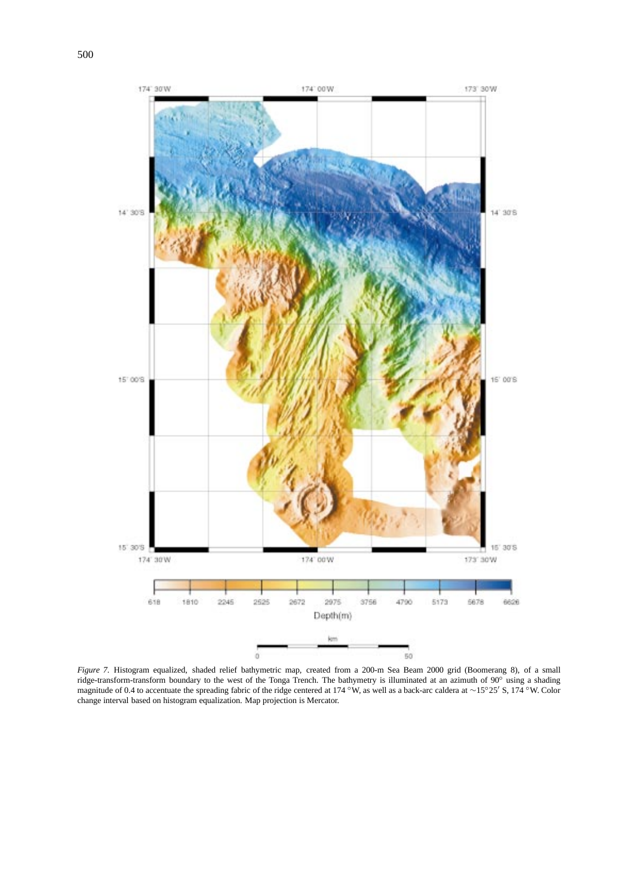*Figure 7.* Histogram equalized, shaded relief bathymetric map, created from a 200-m Sea Beam 2000 grid (Boomerang 8), of a small ridge-transform-transform boundary to the west of the Tonga Trench. The bathymetry is illuminated at an azimuth of 90° using a shading magnitude of 0.4 to accentuate the spreading fabric of the ridge centered at 174 °W, as well as a back-arc caldera at ∼15°25′ S, 174 °W. Color change interval based on histogram equalization. Map projection is Mercator.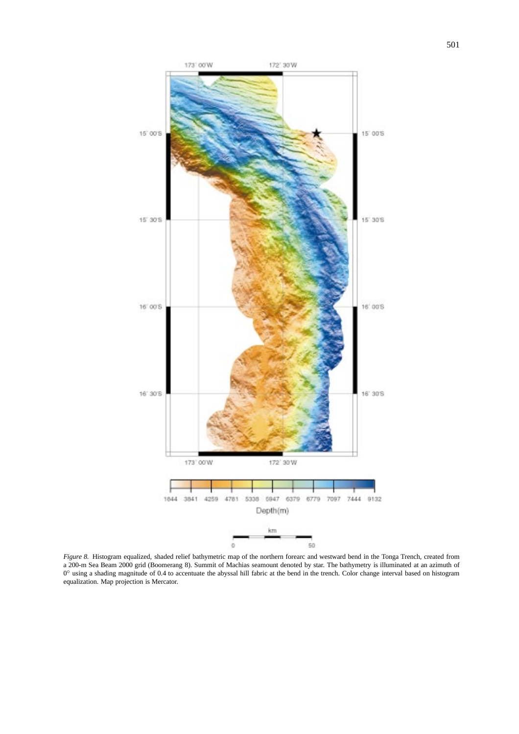*Figure 8.* Histogram equalized, shaded relief bathymetric map of the northern forearc and westward bend in the Tonga Trench, created from a 200-m Sea Beam 2000 grid (Boomerang 8). Summit of Machias seamount denoted by star. The bathymetry is illuminated at an azimuth of 0° using a shading magnitude of 0.4 to accentuate the abyssal hill fabric at the bend in the trench. Color change interval based on histogram equalization. Map projection is Mercator.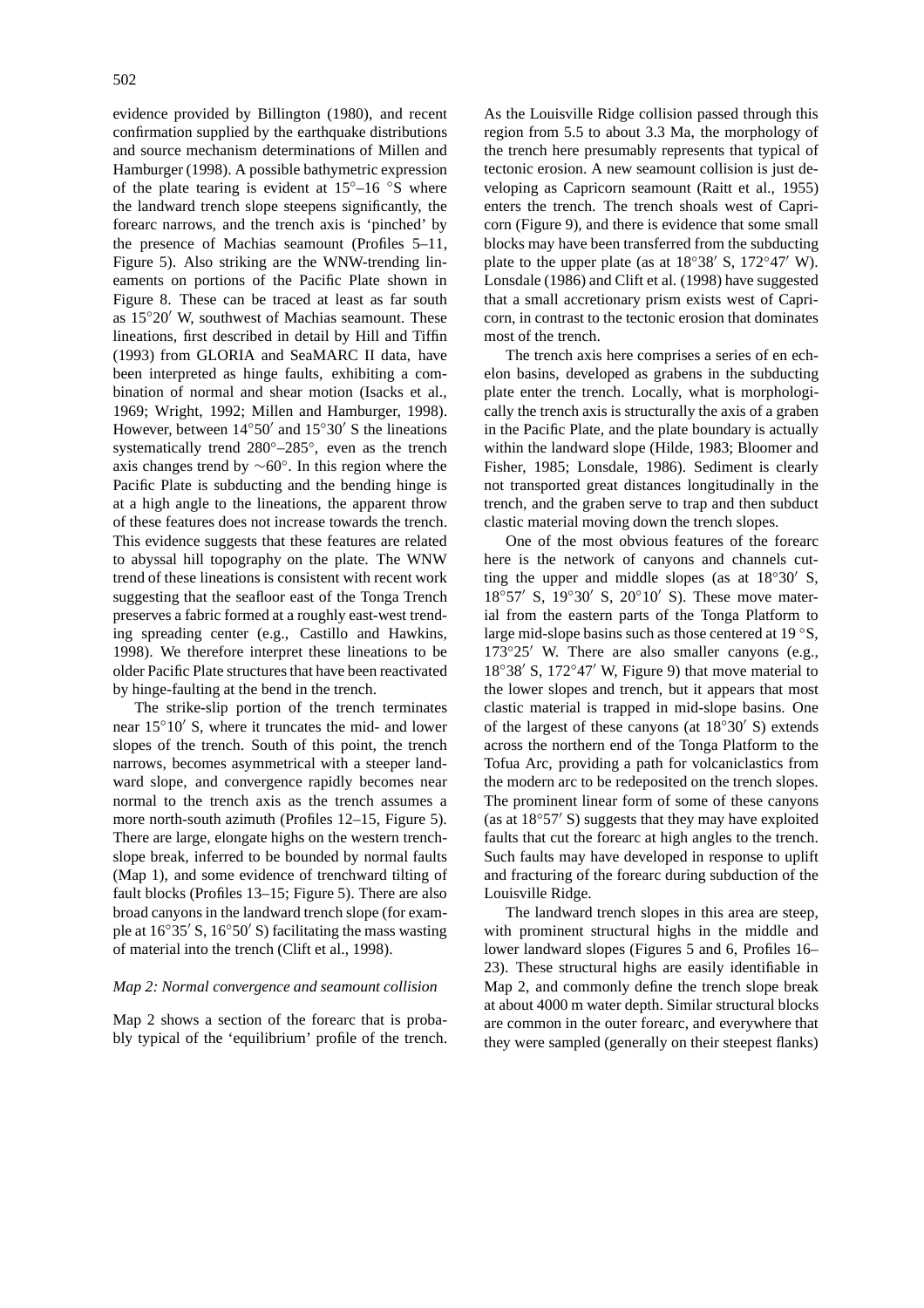evidence provided by Billington (1980), and recent confirmation supplied by the earthquake distributions and source mechanism determinations of Millen and Hamburger (1998). A possible bathymetric expression of the plate tearing is evident at 15°–16 °S where the landward trench slope steepens significantly, the forearc narrows, and the trench axis is 'pinched' by the presence of Machias seamount (Profiles 5–11, Figure 5). Also striking are the WNW-trending lineaments on portions of the Pacific Plate shown in Figure 8. These can be traced at least as far south as 15°20′ W, southwest of Machias seamount. These lineations, first described in detail by Hill and Tiffin (1993) from GLORIA and SeaMARC II data, have been interpreted as hinge faults, exhibiting a combination of normal and shear motion (Isacks et al., 1969; Wright, 1992; Millen and Hamburger, 1998). However, between 14°50′ and 15°30′ S the lineations systematically trend 280°–285°, even as the trench axis changes trend by ∼60°. In this region where the Pacific Plate is subducting and the bending hinge is at a high angle to the lineations, the apparent throw of these features does not increase towards the trench. This evidence suggests that these features are related to abyssal hill topography on the plate. The WNW trend of these lineations is consistent with recent work suggesting that the seafloor east of the Tonga Trench preserves a fabric formed at a roughly east-west trending spreading center (e.g., Castillo and Hawkins, 1998). We therefore interpret these lineations to be older Pacific Plate structures that have been reactivated by hinge-faulting at the bend in the trench.

The strike-slip portion of the trench terminates near 15°10′ S, where it truncates the mid- and lower slopes of the trench. South of this point, the trench narrows, becomes asymmetrical with a steeper landward slope, and convergence rapidly becomes near normal to the trench axis as the trench assumes a more north-south azimuth (Profiles 12–15, Figure 5). There are large, elongate highs on the western trench-slope break, inferred to be bounded by normal faults (Map 1), and some evidence of trenchward tilting of fault blocks (Profiles 13–15; Figure 5). There are also broad canyons in the landward trench slope (for example at 16°35′ S, 16°50′ S) facilitating the mass wasting of material into the trench (Clift et al., 1998).

*Map 2: Normal convergence and seamount collision*

Map 2 shows a section of the forearc that is probably typical of the 'equilibrium' profile of the trench. As the Louisville Ridge collision passed through this region from 5.5 to about 3.3 Ma, the morphology of the trench here presumably represents that typical of tectonic erosion. A new seamount collision is just developing as Capricorn seamount (Raitt et al., 1955) enters the trench. The trench shoals west of Capricorn (Figure 9), and there is evidence that some small blocks may have been transferred from the subducting plate to the upper plate (as at 18°38′ S, 172°47′ W). Lonsdale (1986) and Clift et al. (1998) have suggested that a small accretionary prism exists west of Capricorn, in contrast to the tectonic erosion that dominates most of the trench.

The trench axis here comprises a series of en echelon basins, developed as grabens in the subducting plate enter the trench. Locally, what is morphologically the trench axis is structurally the axis of a graben in the Pacific Plate, and the plate boundary is actually within the landward slope (Hilde, 1983; Bloomer and Fisher, 1985; Lonsdale, 1986). Sediment is clearly not transported great distances longitudinally in the trench, and the graben serve to trap and then subduct clastic material moving down the trench slopes.

One of the most obvious features of the forearc here is the network of canyons and channels cutting the upper and middle slopes (as at 18°30′ S, 18°57′ S, 19°30′ S, 20°10′ S). These move material from the eastern parts of the Tonga Platform to large mid-slope basins such as those centered at 19 °S, 173°25′ W. There are also smaller canyons (e.g., 18°38′ S, 172°47′ W, Figure 9) that move material to the lower slopes and trench, but it appears that most clastic material is trapped in mid-slope basins. One of the largest of these canyons (at 18°30′ S) extends across the northern end of the Tonga Platform to the Tofua Arc, providing a path for volcaniclastics from the modern arc to be redeposited on the trench slopes. The prominent linear form of some of these canyons (as at 18°57′ S) suggests that they may have exploited faults that cut the forearc at high angles to the trench. Such faults may have developed in response to uplift and fracturing of the forearc during subduction of the Louisville Ridge.

The landward trench slopes in this area are steep, with prominent structural highs in the middle and lower landward slopes (Figures 5 and 6, Profiles 16–23). These structural highs are easily identifiable in Map 2, and commonly define the trench slope break at about 4000 m water depth. Similar structural blocks are common in the outer forearc, and everywhere that they were sampled (generally on their steepest flanks)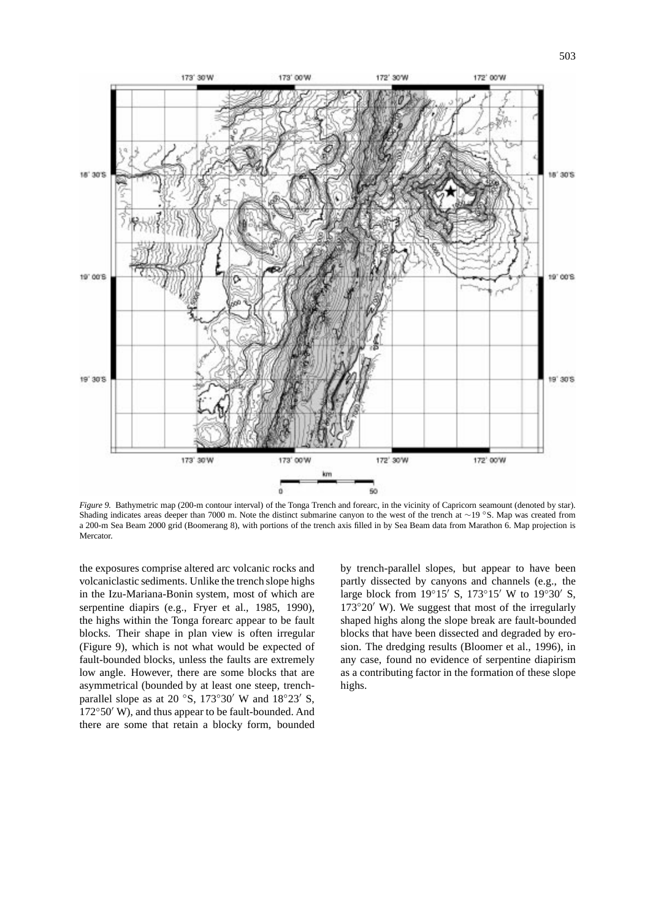*Figure 9.* Bathymetric map (200-m contour interval) of the Tonga Trench and forearc, in the vicinity of Capricorn seamount (denoted by star). Shading indicates areas deeper than 7000 m. Note the distinct submarine canyon to the west of the trench at ∼19 °S. Map was created from a 200-m Sea Beam 2000 grid (Boomerang 8), with portions of the trench axis filled in by Sea Beam data from Marathon 6. Map projection is Mercator.

the exposures comprise altered arc volcanic rocks and volcaniclastic sediments. Unlike the trench slope highs in the Izu-Mariana-Bonin system, most of which are serpentine diapirs (e.g., Fryer et al., 1985, 1990), the highs within the Tonga forearc appear to be fault blocks. Their shape in plan view is often irregular (Figure 9), which is not what would be expected of fault-bounded blocks, unless the faults are extremely low angle. However, there are some blocks that are asymmetrical (bounded by at least one steep, trench-parallel slope as at 20 °S, 173°30′ W and 18°23′ S, 172°50′ W), and thus appear to be fault-bounded. And there are some that retain a blocky form, bounded by trench-parallel slopes, but appear to have been partly dissected by canyons and channels (e.g., the large block from 19°15′ S, 173°15′ W to 19°30′ S, 173°20′ W). We suggest that most of the irregularly shaped highs along the slope break are fault-bounded blocks that have been dissected and degraded by erosion. The dredging results (Bloomer et al., 1996), in any case, found no evidence of serpentine diapirism as a contributing factor in the formation of these slope highs.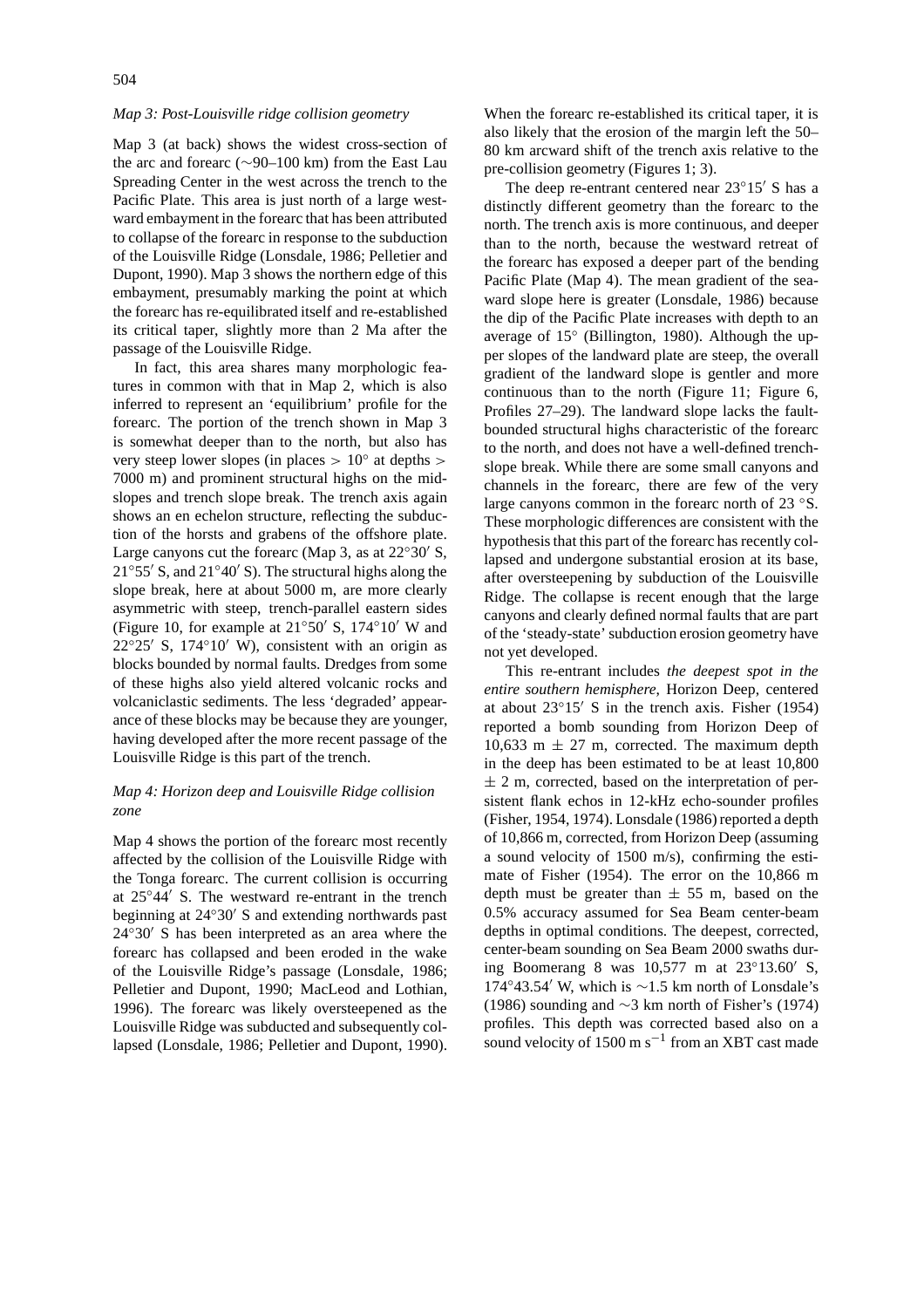*Map 3: Post-Louisville ridge collision geometry*

Map 3 (at back) shows the widest cross-section of the arc and forearc (~90–100 km) from the East Lau Spreading Center in the west across the trench to the Pacific Plate. This area is just north of a large westward embayment in the forearc that has been attributed to collapse of the forearc in response to the subduction of the Louisville Ridge (Lonsdale, 1986; Pelletier and Dupont, 1990). Map 3 shows the northern edge of this embayment, presumably marking the point at which the forearc has re-equilibrated itself and re-established its critical taper, slightly more than 2 Ma after the passage of the Louisville Ridge.

In fact, this area shares many morphologic features in common with that in Map 2, which is also inferred to represent an 'equilibrium' profile for the forearc. The portion of the trench shown in Map 3 is somewhat deeper than to the north, but also has very steep lower slopes (in places $> 10°$ at depths $>$ 7000 m) and prominent structural highs on the mid-slopes and trench slope break. The trench axis again shows an en echelon structure, reflecting the subduction of the horsts and grabens of the offshore plate. Large canyons cut the forearc (Map 3, as at 22°30′ S, 21°55′ S, and 21°40′ S). The structural highs along the slope break, here at about 5000 m, are more clearly asymmetric with steep, trench-parallel eastern sides (Figure 10, for example at 21°50′ S, 174°10′ W and 22°25′ S, 174°10′ W), consistent with an origin as blocks bounded by normal faults. Dredges from some of these highs also yield altered volcanic rocks and volcaniclastic sediments. The less 'degraded' appearance of these blocks may be because they are younger, having developed after the more recent passage of the Louisville Ridge is this part of the trench.

*Map 4: Horizon deep and Louisville Ridge collision zone*

Map 4 shows the portion of the forearc most recently affected by the collision of the Louisville Ridge with the Tonga forearc. The current collision is occurring at 25°44′ S. The westward re-entrant in the trench beginning at 24°30′ S and extending northwards past 24°30′ S has been interpreted as an area where the forearc has collapsed and been eroded in the wake of the Louisville Ridge's passage (Lonsdale, 1986; Pelletier and Dupont, 1990; MacLeod and Lothian, 1996). The forearc was likely oversteepened as the Louisville Ridge was subducted and subsequently collapsed (Lonsdale, 1986; Pelletier and Dupont, 1990). When the forearc re-established its critical taper, it is also likely that the erosion of the margin left the 50–80 km arcward shift of the trench axis relative to the pre-collision geometry (Figures 1; 3).

The deep re-entrant centered near 23°15′ S has a distinctly different geometry than the forearc to the north. The trench axis is more continuous, and deeper than to the north, because the westward retreat of the forearc has exposed a deeper part of the bending Pacific Plate (Map 4). The mean gradient of the seaward slope here is greater (Lonsdale, 1986) because the dip of the Pacific Plate increases with depth to an average of 15° (Billington, 1980). Although the upper slopes of the landward plate are steep, the overall gradient of the landward slope is gentler and more continuous than to the north (Figure 11; Figure 6, Profiles 27–29). The landward slope lacks the fault-bounded structural highs characteristic of the forearc to the north, and does not have a well-defined trench-slope break. While there are some small canyons and channels in the forearc, there are few of the very large canyons common in the forearc north of 23 °S. These morphologic differences are consistent with the hypothesis that this part of the forearc has recently collapsed and undergone substantial erosion at its base, after oversteepening by subduction of the Louisville Ridge. The collapse is recent enough that the large canyons and clearly defined normal faults that are part of the 'steady-state' subduction erosion geometry have not yet developed.

This re-entrant includes *the deepest spot in the entire southern hemisphere*, Horizon Deep, centered at about 23°15′ S in the trench axis. Fisher (1954) reported a bomb sounding from Horizon Deep of 10,633 m ± 27 m, corrected. The maximum depth in the deep has been estimated to be at least 10,800 ± 2 m, corrected, based on the interpretation of persistent flank echos in 12-kHz echo-sounder profiles (Fisher, 1954, 1974). Lonsdale (1986) reported a depth of 10,866 m, corrected, from Horizon Deep (assuming a sound velocity of 1500 m/s), confirming the estimate of Fisher (1954). The error on the 10,866 m depth must be greater than ± 55 m, based on the 0.5% accuracy assumed for Sea Beam center-beam depths in optimal conditions. The deepest, corrected, center-beam sounding on Sea Beam 2000 swaths during Boomerang 8 was 10,577 m at 23°13.60′ S, 174°43.54′ W, which is ~1.5 km north of Lonsdale's (1986) sounding and ~3 km north of Fisher's (1974) profiles. This depth was corrected based also on a sound velocity of 1500 m s$^{-1}$ from an XBT cast made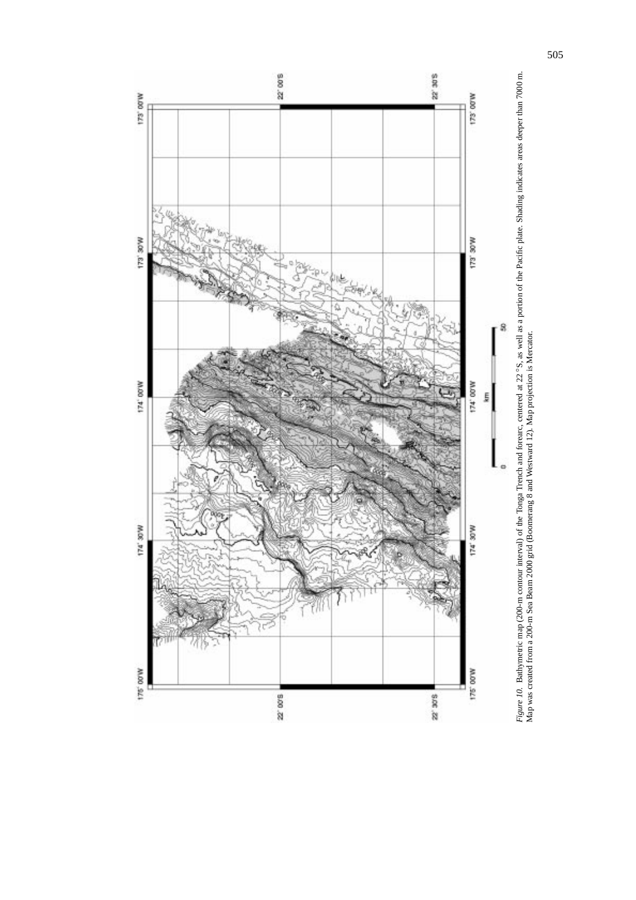*Figure 10.* Bathymetric map (200-m contour interval) of the Tonga Trench and forearc, centered at 22 °S, as well as a portion of the Pacific plate. Shading indicates areas deeper than 7000 m. Map was created from a 200-m Sea Beam 2000 grid (Boomerang 8 and Westward 12). Map projection is Mercator.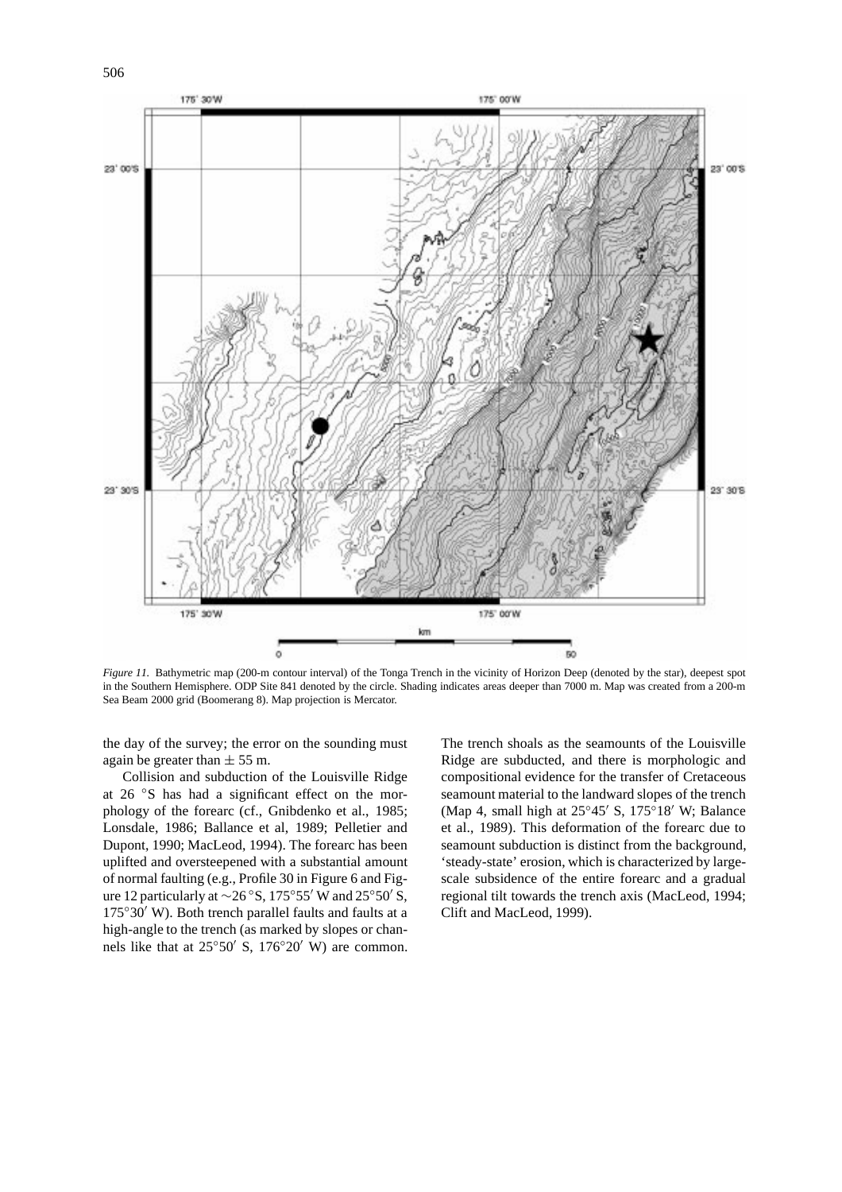*Figure 11.* Bathymetric map (200-m contour interval) of the Tonga Trench in the vicinity of Horizon Deep (denoted by the star), deepest spot in the Southern Hemisphere. ODP Site 841 denoted by the circle. Shading indicates areas deeper than 7000 m. Map was created from a 200-m Sea Beam 2000 grid (Boomerang 8). Map projection is Mercator.

the day of the survey; the error on the sounding must again be greater than ± 55 m.

Collision and subduction of the Louisville Ridge at 26 °S has had a significant effect on the morphology of the forearc (cf., Gnibdenko et al., 1985; Lonsdale, 1986; Ballance et al, 1989; Pelletier and Dupont, 1990; MacLeod, 1994). The forearc has been uplifted and oversteepened with a substantial amount of normal faulting (e.g., Profile 30 in Figure 6 and Figure 12 particularly at ~26 °S, 175°55′ W and 25°50′ S, 175°30′ W). Both trench parallel faults and faults at a high-angle to the trench (as marked by slopes or channels like that at 25°50′ S, 176°20′ W) are common. The trench shoals as the seamounts of the Louisville Ridge are subducted, and there is morphologic and compositional evidence for the transfer of Cretaceous seamount material to the landward slopes of the trench (Map 4, small high at 25°45′ S, 175°18′ W; Balance et al., 1989). This deformation of the forearc due to seamount subduction is distinct from the background, 'steady-state' erosion, which is characterized by large-scale subsidence of the entire forearc and a gradual regional tilt towards the trench axis (MacLeod, 1994; Clift and MacLeod, 1999).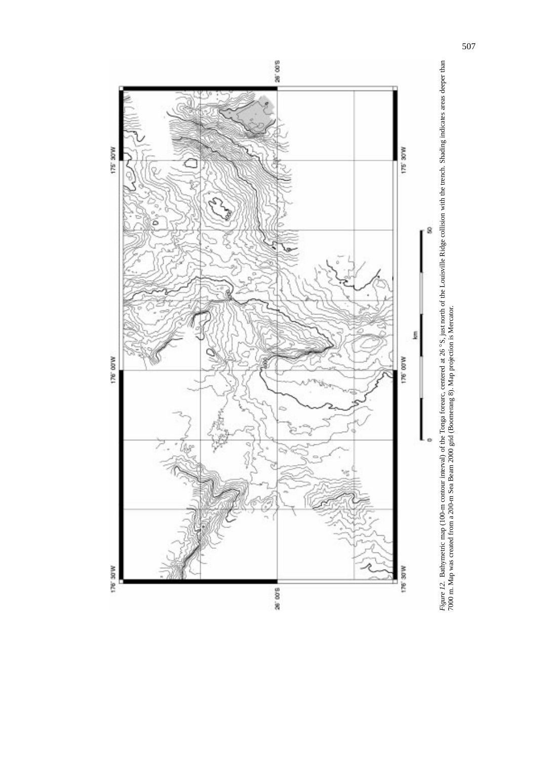*Figure 12.* Bathymetric map (100-m contour interval) of the Tonga forearc, centered at 26 °S, just north of the Louisville Ridge collision with the trench. Shading indicates areas deeper than 7000 m. Map was created from a 200-m Sea Beam 2000 grid (Boomerang 8). Map projection is Mercator.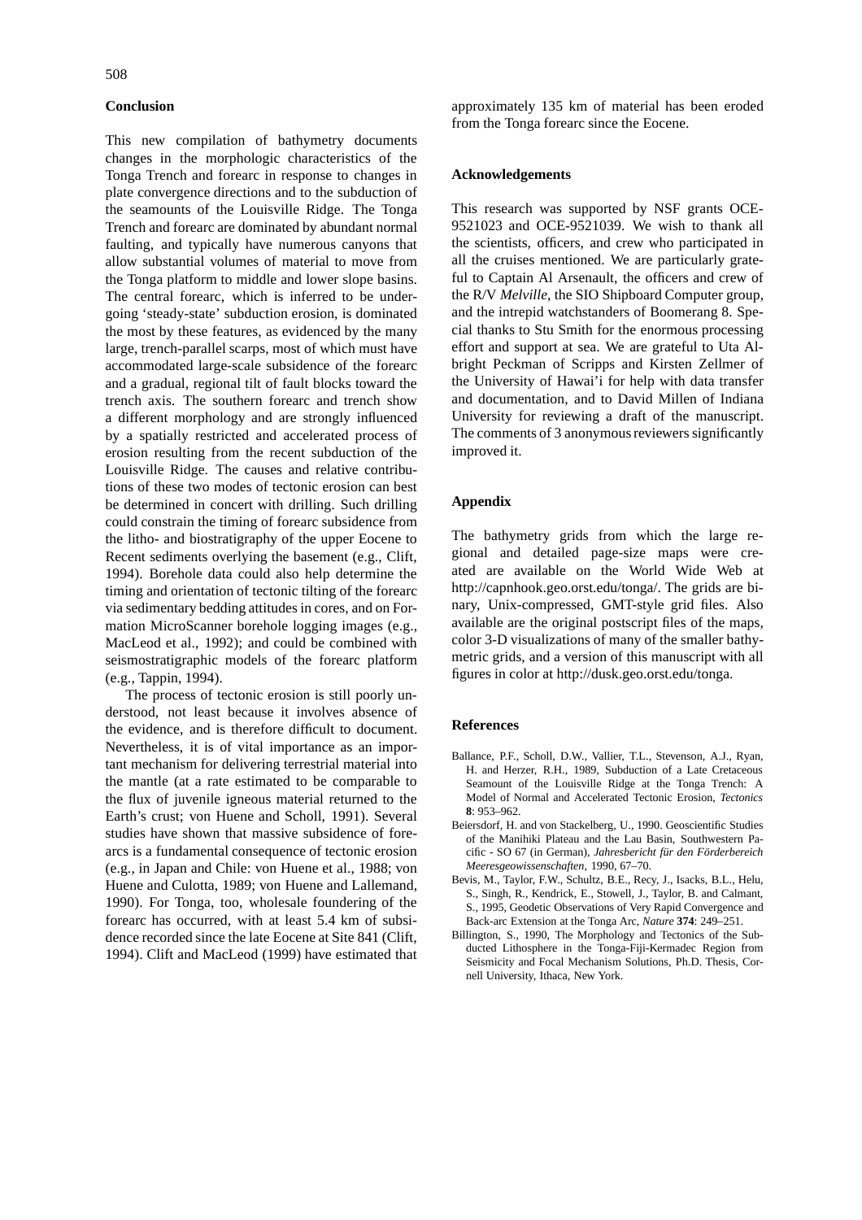## Conclusion

This new compilation of bathymetry documents changes in the morphologic characteristics of the Tonga Trench and forearc in response to changes in plate convergence directions and to the subduction of the seamounts of the Louisville Ridge. The Tonga Trench and forearc are dominated by abundant normal faulting, and typically have numerous canyons that allow substantial volumes of material to move from the Tonga platform to middle and lower slope basins. The central forearc, which is inferred to be undergoing 'steady-state' subduction erosion, is dominated the most by these features, as evidenced by the many large, trench-parallel scarps, most of which must have accommodated large-scale subsidence of the forearc and a gradual, regional tilt of fault blocks toward the trench axis. The southern forearc and trench show a different morphology and are strongly influenced by a spatially restricted and accelerated process of erosion resulting from the recent subduction of the Louisville Ridge. The causes and relative contributions of these two modes of tectonic erosion can best be determined in concert with drilling. Such drilling could constrain the timing of forearc subsidence from the litho- and biostratigraphy of the upper Eocene to Recent sediments overlying the basement (e.g., Clift, 1994). Borehole data could also help determine the timing and orientation of tectonic tilting of the forearc via sedimentary bedding attitudes in cores, and on Formation MicroScanner borehole logging images (e.g., MacLeod et al., 1992); and could be combined with seismostratigraphic models of the forearc platform (e.g., Tappin, 1994).

The process of tectonic erosion is still poorly understood, not least because it involves absence of the evidence, and is therefore difficult to document. Nevertheless, it is of vital importance as an important mechanism for delivering terrestrial material into the mantle (at a rate estimated to be comparable to the flux of juvenile igneous material returned to the Earth's crust; von Huene and Scholl, 1991). Several studies have shown that massive subsidence of forearcs is a fundamental consequence of tectonic erosion (e.g., in Japan and Chile: von Huene et al., 1988; von Huene and Culotta, 1989; von Huene and Lallemand, 1990). For Tonga, too, wholesale foundering of the forearc has occurred, with at least 5.4 km of subsidence recorded since the late Eocene at Site 841 (Clift, 1994). Clift and MacLeod (1999) have estimated that approximately 135 km of material has been eroded from the Tonga forearc since the Eocene.

## Acknowledgements

This research was supported by NSF grants OCE-9521023 and OCE-9521039. We wish to thank all the scientists, officers, and crew who participated in all the cruises mentioned. We are particularly grateful to Captain Al Arsenault, the officers and crew of the R/V *Melville*, the SIO Shipboard Computer group, and the intrepid watchstanders of Boomerang 8. Special thanks to Stu Smith for the enormous processing effort and support at sea. We are grateful to Uta Albright Peckman of Scripps and Kirsten Zellmer of the University of Hawai'i for help with data transfer and documentation, and to David Millen of Indiana University for reviewing a draft of the manuscript. The comments of 3 anonymous reviewers significantly improved it.

## Appendix

The bathymetry grids from which the large regional and detailed page-size maps were created are available on the World Wide Web at http://capnhook.geo.orst.edu/tonga/. The grids are binary, Unix-compressed, GMT-style grid files. Also available are the original postscript files of the maps, color 3-D visualizations of many of the smaller bathymetric grids, and a version of this manuscript with all figures in color at http://dusk.geo.orst.edu/tonga.

## References

Ballance, P.F., Scholl, D.W., Vallier, T.L., Stevenson, A.J., Ryan, H. and Herzer, R.H., 1989, Subduction of a Late Cretaceous Seamount of the Louisville Ridge at the Tonga Trench: A Model of Normal and Accelerated Tectonic Erosion, *Tectonics* **8**: 953–962.

Beiersdorf, H. and von Stackelberg, U., 1990. Geoscientific Studies of the Manihiki Plateau and the Lau Basin, Southwestern Pacific - SO 67 (in German), *Jahresbericht für den Förderbereich Meeresgeowissenschaften*, 1990, 67–70.

Bevis, M., Taylor, F.W., Schultz, B.E., Recy, J., Isacks, B.L., Helu, S., Singh, R., Kendrick, E., Stowell, J., Taylor, B. and Calmant, S., 1995, Geodetic Observations of Very Rapid Convergence and Back-arc Extension at the Tonga Arc, *Nature* **374**: 249–251.

Billington, S., 1990, The Morphology and Tectonics of the Subducted Lithosphere in the Tonga-Fiji-Kermadec Region from Seismicity and Focal Mechanism Solutions, Ph.D. Thesis, Cornell University, Ithaca, New York.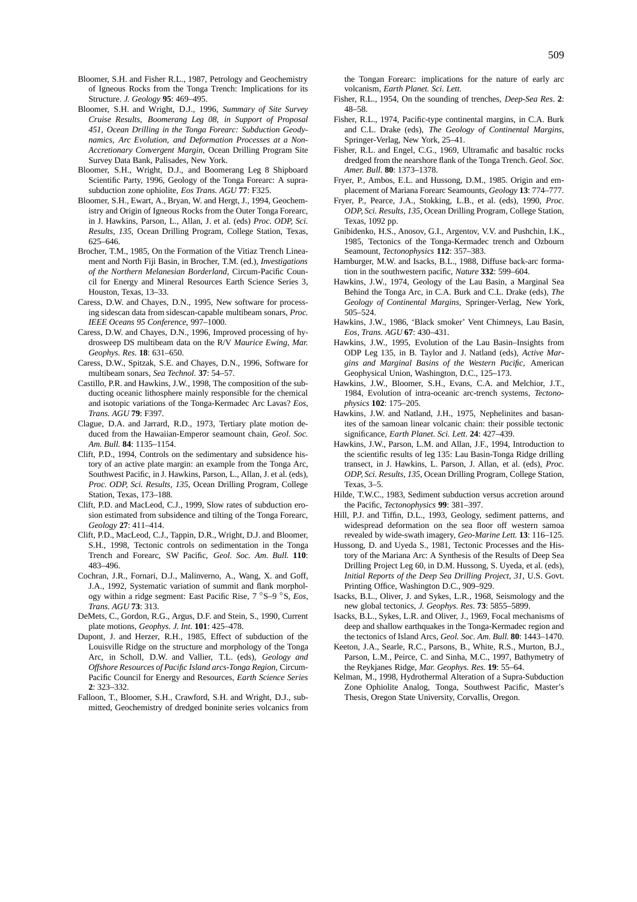Bloomer, S.H. and Fisher R.L., 1987, Petrology and Geochemistry of Igneous Rocks from the Tonga Trench: Implications for its Structure. *J. Geology* **95**: 469–495.

Bloomer, S.H. and Wright, D.J., 1996, *Summary of Site Survey Cruise Results, Boomerang Leg 08, in Support of Proposal 451, Ocean Drilling in the Tonga Forearc: Subduction Geodynamics, Arc Evolution, and Deformation Processes at a Non-Accretionary Convergent Margin*, Ocean Drilling Program Site Survey Data Bank, Palisades, New York.

Bloomer, S.H., Wright, D.J., and Boomerang Leg 8 Shipboard Scientific Party, 1996, Geology of the Tonga Forearc: A suprasubduction zone ophiolite, *Eos Trans. AGU* **77**: F325.

Bloomer, S.H., Ewart, A., Bryan, W. and Hergt, J., 1994, Geochemistry and Origin of Igneous Rocks from the Outer Tonga Forearc, in J. Hawkins, Parson, L., Allan, J. et al. (eds) *Proc. ODP, Sci. Results, 135*, Ocean Drilling Program, College Station, Texas, 625–646.

Brocher, T.M., 1985, On the Formation of the Vitiaz Trench Lineament and North Fiji Basin, in Brocher, T.M. (ed.), *Investigations of the Northern Melanesian Borderland*, Circum-Pacific Council for Energy and Mineral Resources Earth Science Series 3, Houston, Texas, 13–33.

Caress, D.W. and Chayes, D.N., 1995, New software for processing sidescan data from sidescan-capable multibeam sonars, *Proc. IEEE Oceans 95 Conference*, 997–1000.

Caress, D.W. and Chayes, D.N., 1996, Improved processing of hydrosweep DS multibeam data on the R/V *Maurice Ewing*, *Mar. Geophys. Res.* **18**: 631–650.

Caress, D.W., Spitzak, S.E. and Chayes, D.N., 1996, Software for multibeam sonars, *Sea Technol.* **37**: 54–57.

Castillo, P.R. and Hawkins, J.W., 1998, The composition of the subducting oceanic lithosphere mainly responsible for the chemical and isotopic variations of the Tonga-Kermadec Arc Lavas? *Eos, Trans. AGU* **79**: F397.

Clague, D.A. and Jarrard, R.D., 1973, Tertiary plate motion deduced from the Hawaiian-Emperor seamount chain, *Geol. Soc. Am. Bull.* **84**: 1135–1154.

Clift, P.D., 1994, Controls on the sedimentary and subsidence history of an active plate margin: an example from the Tonga Arc, Southwest Pacific, in J. Hawkins, Parson, L., Allan, J. et al. (eds), *Proc. ODP, Sci. Results, 135*, Ocean Drilling Program, College Station, Texas, 173–188.

Clift, P.D. and MacLeod, C.J., 1999, Slow rates of subduction erosion estimated from subsidence and tilting of the Tonga Forearc, *Geology* **27**: 411–414.

Clift, P.D., MacLeod, C.J., Tappin, D.R., Wright, D.J. and Bloomer, S.H., 1998, Tectonic controls on sedimentation in the Tonga Trench and Forearc, SW Pacific, *Geol. Soc. Am. Bull.* **110**: 483–496.

Cochran, J.R., Fornari, D.J., Malinverno, A., Wang, X. and Goff, J.A., 1992, Systematic variation of summit and flank morphology within a ridge segment: East Pacific Rise, 7 °S–9 °S, *Eos, Trans. AGU* **73**: 313.

DeMets, C., Gordon, R.G., Argus, D.F. and Stein, S., 1990, Current plate motions, *Geophys. J. Int.* **101**: 425–478.

Dupont, J. and Herzer, R.H., 1985, Effect of subduction of the Louisville Ridge on the structure and morphology of the Tonga Arc, in Scholl, D.W. and Vallier, T.L. (eds), *Geology and Offshore Resources of Pacific Island arcs-Tonga Region*, Circum-Pacific Council for Energy and Resources, *Earth Science Series* **2**: 323–332.

Falloon, T., Bloomer, S.H., Crawford, S.H. and Wright, D.J., submitted, Geochemistry of dredged boninite series volcanics from the Tongan Forearc: implications for the nature of early arc volcanism, *Earth Planet. Sci. Lett.*

Fisher, R.L., 1954, On the sounding of trenches, *Deep-Sea Res.* **2**: 48–58.

Fisher, R.L., 1974, Pacific-type continental margins, in C.A. Burk and C.L. Drake (eds), *The Geology of Continental Margins*, Springer-Verlag, New York, 25–41.

Fisher, R.L. and Engel, C.G., 1969, Ultramafic and basaltic rocks dredged from the nearshore flank of the Tonga Trench. *Geol. Soc. Amer. Bull.* **80**: 1373–1378.

Fryer, P., Ambos, E.L. and Hussong, D.M., 1985. Origin and emplacement of Mariana Forearc Seamounts, *Geology* **13**: 774–777.

Fryer, P., Pearce, J.A., Stokking, L.B., et al. (eds), 1990, *Proc. ODP, Sci. Results, 135*, Ocean Drilling Program, College Station, Texas, 1092 pp.

Gnibidenko, H.S., Anosov, G.I., Argentov, V.V. and Pushchin, I.K., 1985, Tectonics of the Tonga-Kermadec trench and Ozbourn Seamount, *Tectonophysics* **112**: 357–383.

Hamburger, M.W. and Isacks, B.L., 1988, Diffuse back-arc formation in the southwestern pacific, *Nature* **332**: 599–604.

Hawkins, J.W., 1974, Geology of the Lau Basin, a Marginal Sea Behind the Tonga Arc, in C.A. Burk and C.L. Drake (eds), *The Geology of Continental Margins*, Springer-Verlag, New York, 505–524.

Hawkins, J.W., 1986, 'Black smoker' Vent Chimneys, Lau Basin, *Eos, Trans. AGU* **67**: 430–431.

Hawkins, J.W., 1995, Evolution of the Lau Basin–Insights from ODP Leg 135, in B. Taylor and J. Natland (eds), *Active Margins and Marginal Basins of the Western Pacific*, American Geophysical Union, Washington, D.C., 125–173.

Hawkins, J.W., Bloomer, S.H., Evans, C.A. and Melchior, J.T., 1984, Evolution of intra-oceanic arc-trench systems, *Tectonophysics* **102**: 175–205.

Hawkins, J.W. and Natland, J.H., 1975, Nephelinites and basanites of the samoan linear volcanic chain: their possible tectonic significance, *Earth Planet. Sci. Lett.* **24**: 427–439.

Hawkins, J.W., Parson, L.M. and Allan, J.F., 1994, Introduction to the scientific results of leg 135: Lau Basin-Tonga Ridge drilling transect, in J. Hawkins, L. Parson, J. Allan, et al. (eds), *Proc. ODP, Sci. Results, 135*, Ocean Drilling Program, College Station, Texas, 3–5.

Hilde, T.W.C., 1983, Sediment subduction versus accretion around the Pacific, *Tectonophysics* **99**: 381–397.

Hill, P.J. and Tiffin, D.L., 1993, Geology, sediment patterns, and widespread deformation on the sea floor off western samoa revealed by wide-swath imagery, *Geo-Marine Lett.* **13**: 116–125.

Hussong, D. and Uyeda S., 1981, Tectonic Processes and the History of the Mariana Arc: A Synthesis of the Results of Deep Sea Drilling Project Leg 60, in D.M. Hussong, S. Uyeda, et al. (eds), *Initial Reports of the Deep Sea Drilling Project, 31*, U.S. Govt. Printing Office, Washington D.C., 909–929.

Isacks, B.L., Oliver, J. and Sykes, L.R., 1968, Seismology and the new global tectonics, *J. Geophys. Res.* **73**: 5855–5899.

Isacks, B.L., Sykes, L.R. and Oliver, J., 1969, Focal mechanisms of deep and shallow earthquakes in the Tonga-Kermadec region and the tectonics of Island Arcs, *Geol. Soc. Am. Bull.* **80**: 1443–1470.

Keeton, J.A., Searle, R.C., Parsons, B., White, R.S., Murton, B.J., Parson, L.M., Peirce, C. and Sinha, M.C., 1997, Bathymetry of the Reykjanes Ridge, *Mar. Geophys. Res.* **19**: 55–64.

Kelman, M., 1998, Hydrothermal Alteration of a Supra-Subduction Zone Ophiolite Analog, Tonga, Southwest Pacific, Master's Thesis, Oregon State University, Corvallis, Oregon.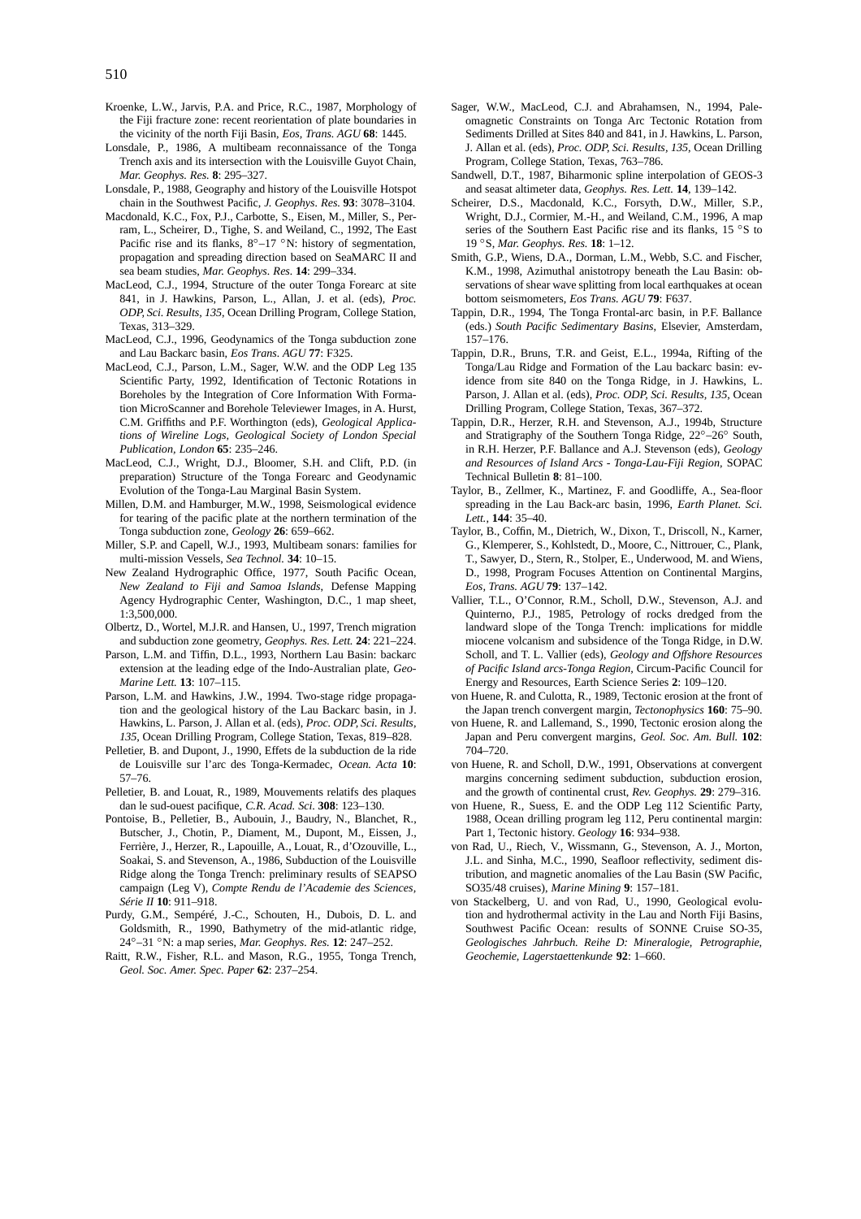Kroenke, L.W., Jarvis, P.A. and Price, R.C., 1987, Morphology of the Fiji fracture zone: recent reorientation of plate boundaries in the vicinity of the north Fiji Basin, *Eos, Trans. AGU* **68**: 1445.

Lonsdale, P., 1986, A multibeam reconnaissance of the Tonga Trench axis and its intersection with the Louisville Guyot Chain, *Mar. Geophys. Res.* **8**: 295–327.

Lonsdale, P., 1988, Geography and history of the Louisville Hotspot chain in the Southwest Pacific, *J. Geophys. Res.* **93**: 3078–3104.

Macdonald, K.C., Fox, P.J., Carbotte, S., Eisen, M., Miller, S., Perram, L., Scheirer, D., Tighe, S. and Weiland, C., 1992, The East Pacific rise and its flanks, 8°–17 °N: history of segmentation, propagation and spreading direction based on SeaMARC II and sea beam studies, *Mar. Geophys. Res.* **14**: 299–334.

MacLeod, C.J., 1994, Structure of the outer Tonga Forearc at site 841, in J. Hawkins, Parson, L., Allan, J. et al. (eds), *Proc. ODP, Sci. Results, 135*, Ocean Drilling Program, College Station, Texas, 313–329.

MacLeod, C.J., 1996, Geodynamics of the Tonga subduction zone and Lau Backarc basin, *Eos Trans. AGU* **77**: F325.

MacLeod, C.J., Parson, L.M., Sager, W.W. and the ODP Leg 135 Scientific Party, 1992, Identification of Tectonic Rotations in Boreholes by the Integration of Core Information With Formation MicroScanner and Borehole Televiewer Images, in A. Hurst, C.M. Griffiths and P.F. Worthington (eds), *Geological Applications of Wireline Logs, Geological Society of London Special Publication, London* **65**: 235–246.

MacLeod, C.J., Wright, D.J., Bloomer, S.H. and Clift, P.D. (in preparation) Structure of the Tonga Forearc and Geodynamic Evolution of the Tonga-Lau Marginal Basin System.

Millen, D.M. and Hamburger, M.W., 1998, Seismological evidence for tearing of the pacific plate at the northern termination of the Tonga subduction zone, *Geology* **26**: 659–662.

Miller, S.P. and Capell, W.J., 1993, Multibeam sonars: families for multi-mission Vessels, *Sea Technol.* **34**: 10–15.

New Zealand Hydrographic Office, 1977, South Pacific Ocean, *New Zealand to Fiji and Samoa Islands*, Defense Mapping Agency Hydrographic Center, Washington, D.C., 1 map sheet, 1:3,500,000.

Olbertz, D., Wortel, M.J.R. and Hansen, U., 1997, Trench migration and subduction zone geometry, *Geophys. Res. Lett.* **24**: 221–224.

Parson, L.M. and Tiffin, D.L., 1993, Northern Lau Basin: backarc extension at the leading edge of the Indo-Australian plate, *Geo-Marine Lett.* **13**: 107–115.

Parson, L.M. and Hawkins, J.W., 1994. Two-stage ridge propagation and the geological history of the Lau Backarc basin, in J. Hawkins, L. Parson, J. Allan et al. (eds), *Proc. ODP, Sci. Results, 135*, Ocean Drilling Program, College Station, Texas, 819–828.

Pelletier, B. and Dupont, J., 1990, Effets de la subduction de la ride de Louisville sur l'arc des Tonga-Kermadec, *Ocean. Acta* **10**: 57–76.

Pelletier, B. and Louat, R., 1989, Mouvements relatifs des plaques dan le sud-ouest pacifique, *C.R. Acad. Sci.* **308**: 123–130.

Pontoise, B., Pelletier, B., Aubouin, J., Baudry, N., Blanchet, R., Butscher, J., Chotin, P., Diament, M., Dupont, M., Eissen, J., Ferrière, J., Herzer, R., Lapouille, A., Louat, R., d'Ozouville, L., Soakai, S. and Stevenson, A., 1986, Subduction of the Louisville Ridge along the Tonga Trench: preliminary results of SEAPSO campaign (Leg V), *Compte Rendu de l'Academie des Sciences, Série II* **10**: 911–918.

Purdy, G.M., Sempéré, J.-C., Schouten, H., Dubois, D. L. and Goldsmith, R., 1990, Bathymetry of the mid-atlantic ridge, 24°–31 °N: a map series, *Mar. Geophys. Res.* **12**: 247–252.

Raitt, R.W., Fisher, R.L. and Mason, R.G., 1955, Tonga Trench, *Geol. Soc. Amer. Spec. Paper* **62**: 237–254.

Sager, W.W., MacLeod, C.J. and Abrahamsen, N., 1994, Paleomagnetic Constraints on Tonga Arc Tectonic Rotation from Sediments Drilled at Sites 840 and 841, in J. Hawkins, L. Parson, J. Allan et al. (eds), *Proc. ODP, Sci. Results, 135*, Ocean Drilling Program, College Station, Texas, 763–786.

Sandwell, D.T., 1987, Biharmonic spline interpolation of GEOS-3 and seasat altimeter data, *Geophys. Res. Lett.* **14**, 139–142.

Scheirer, D.S., Macdonald, K.C., Forsyth, D.W., Miller, S.P., Wright, D.J., Cormier, M.-H., and Weiland, C.M., 1996, A map series of the Southern East Pacific rise and its flanks, 15 °S to 19 °S, *Mar. Geophys. Res.* **18**: 1–12.

Smith, G.P., Wiens, D.A., Dorman, L.M., Webb, S.C. and Fischer, K.M., 1998, Azimuthal anistotropy beneath the Lau Basin: observations of shear wave splitting from local earthquakes at ocean bottom seismometers, *Eos Trans. AGU* **79**: F637.

Tappin, D.R., 1994, The Tonga Frontal-arc basin, in P.F. Ballance (eds.) *South Pacific Sedimentary Basins*, Elsevier, Amsterdam, 157–176.

Tappin, D.R., Bruns, T.R. and Geist, E.L., 1994a, Rifting of the Tonga/Lau Ridge and Formation of the Lau backarc basin: evidence from site 840 on the Tonga Ridge, in J. Hawkins, L. Parson, J. Allan et al. (eds), *Proc. ODP, Sci. Results, 135*, Ocean Drilling Program, College Station, Texas, 367–372.

Tappin, D.R., Herzer, R.H. and Stevenson, A.J., 1994b, Structure and Stratigraphy of the Southern Tonga Ridge, 22°–26° South, in R.H. Herzer, P.F. Ballance and A.J. Stevenson (eds), *Geology and Resources of Island Arcs - Tonga-Lau-Fiji Region*, SOPAC Technical Bulletin **8**: 81–100.

Taylor, B., Zellmer, K., Martinez, F. and Goodliffe, A., Sea-floor spreading in the Lau Back-arc basin, 1996, *Earth Planet. Sci. Lett.*, **144**: 35–40.

Taylor, B., Coffin, M., Dietrich, W., Dixon, T., Driscoll, N., Karner, G., Klemperer, S., Kohlstedt, D., Moore, C., Nittrouer, C., Plank, T., Sawyer, D., Stern, R., Stolper, E., Underwood, M. and Wiens, D., 1998, Program Focuses Attention on Continental Margins, *Eos, Trans. AGU* **79**: 137–142.

Vallier, T.L., O'Connor, R.M., Scholl, D.W., Stevenson, A.J. and Quinterno, P.J., 1985, Petrology of rocks dredged from the landward slope of the Tonga Trench: implications for middle miocene volcanism and subsidence of the Tonga Ridge, in D.W. Scholl, and T. L. Vallier (eds), *Geology and Offshore Resources of Pacific Island arcs-Tonga Region*, Circum-Pacific Council for Energy and Resources, Earth Science Series **2**: 109–120.

von Huene, R. and Culotta, R., 1989, Tectonic erosion at the front of the Japan trench convergent margin, *Tectonophysics* **160**: 75–90.

von Huene, R. and Lallemand, S., 1990, Tectonic erosion along the Japan and Peru convergent margins, *Geol. Soc. Am. Bull.* **102**: 704–720.

von Huene, R. and Scholl, D.W., 1991, Observations at convergent margins concerning sediment subduction, subduction erosion, and the growth of continental crust, *Rev. Geophys.* **29**: 279–316.

von Huene, R., Suess, E. and the ODP Leg 112 Scientific Party, 1988, Ocean drilling program leg 112, Peru continental margin: Part 1, Tectonic history. *Geology* **16**: 934–938.

von Rad, U., Riech, V., Wissmann, G., Stevenson, A. J., Morton, J.L. and Sinha, M.C., 1990, Seafloor reflectivity, sediment distribution, and magnetic anomalies of the Lau Basin (SW Pacific, SO35/48 cruises), *Marine Mining* **9**: 157–181.

von Stackelberg, U. and von Rad, U., 1990, Geological evolution and hydrothermal activity in the Lau and North Fiji Basins, Southwest Pacific Ocean: results of SONNE Cruise SO-35, *Geologisches Jahrbuch. Reihe D: Mineralogie, Petrographie, Geochemie, Lagerstaettenkunde* **92**: 1–660.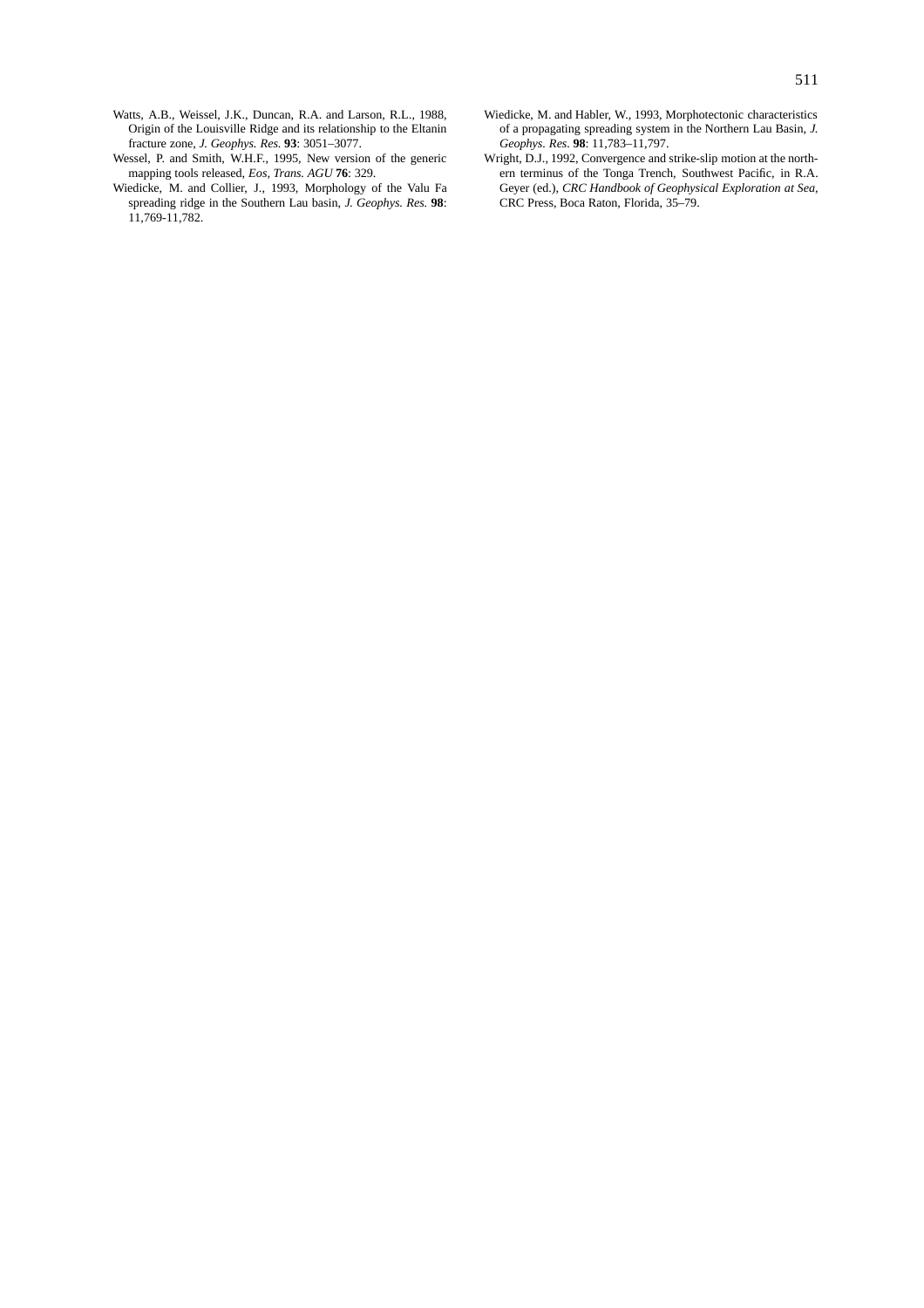Watts, A.B., Weissel, J.K., Duncan, R.A. and Larson, R.L., 1988, Origin of the Louisville Ridge and its relationship to the Eltanin fracture zone, *J. Geophys. Res.* **93**: 3051–3077.

Wessel, P. and Smith, W.H.F., 1995, New version of the generic mapping tools released, *Eos, Trans. AGU* **76**: 329.

Wiedicke, M. and Collier, J., 1993, Morphology of the Valu Fa spreading ridge in the Southern Lau basin, *J. Geophys. Res.* **98**: 11,769-11,782.

Wiedicke, M. and Habler, W., 1993, Morphotectonic characteristics of a propagating spreading system in the Northern Lau Basin, *J. Geophys. Res.* **98**: 11,783–11,797.

Wright, D.J., 1992, Convergence and strike-slip motion at the northern terminus of the Tonga Trench, Southwest Pacific, in R.A. Geyer (ed.), *CRC Handbook of Geophysical Exploration at Sea*, CRC Press, Boca Raton, Florida, 35–79.